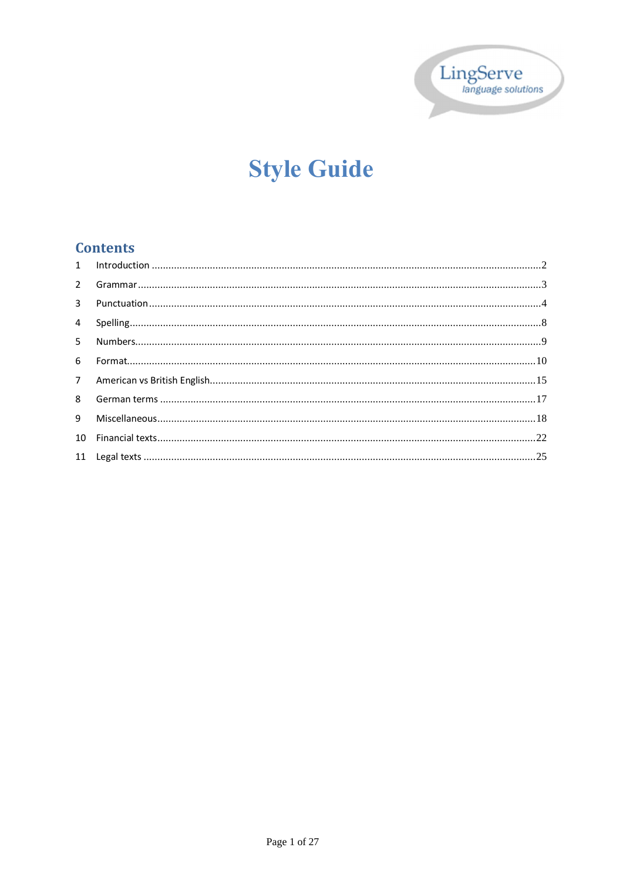LingServe
*language solutions*

# Style Guide

## Contents

| | | |
|---|---|---|
| 1 | Introduction | 2 |
| 2 | Grammar | 3 |
| 3 | Punctuation | 4 |
| 4 | Spelling | 8 |
| 5 | Numbers | 9 |
| 6 | Format | 10 |
| 7 | American vs British English | 15 |
| 8 | German terms | 17 |
| 9 | Miscellaneous | 18 |
| 10 | Financial texts | 22 |
| 11 | Legal texts | 25 |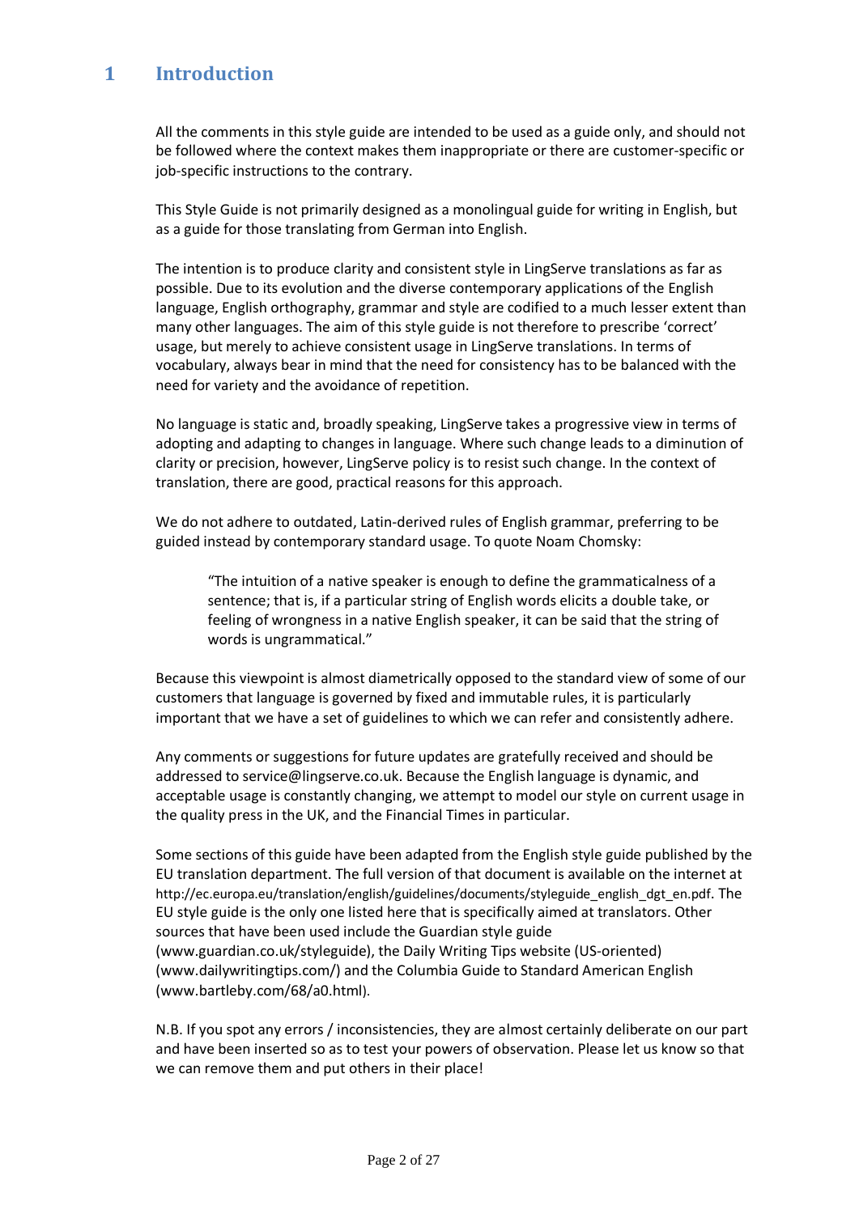# 1 Introduction

All the comments in this style guide are intended to be used as a guide only, and should not be followed where the context makes them inappropriate or there are customer-specific or job-specific instructions to the contrary.

This Style Guide is not primarily designed as a monolingual guide for writing in English, but as a guide for those translating from German into English.

The intention is to produce clarity and consistent style in LingServe translations as far as possible. Due to its evolution and the diverse contemporary applications of the English language, English orthography, grammar and style are codified to a much lesser extent than many other languages. The aim of this style guide is not therefore to prescribe 'correct' usage, but merely to achieve consistent usage in LingServe translations. In terms of vocabulary, always bear in mind that the need for consistency has to be balanced with the need for variety and the avoidance of repetition.

No language is static and, broadly speaking, LingServe takes a progressive view in terms of adopting and adapting to changes in language. Where such change leads to a diminution of clarity or precision, however, LingServe policy is to resist such change. In the context of translation, there are good, practical reasons for this approach.

We do not adhere to outdated, Latin-derived rules of English grammar, preferring to be guided instead by contemporary standard usage. To quote Noam Chomsky:

> "The intuition of a native speaker is enough to define the grammaticalness of a sentence; that is, if a particular string of English words elicits a double take, or feeling of wrongness in a native English speaker, it can be said that the string of words is ungrammatical."

Because this viewpoint is almost diametrically opposed to the standard view of some of our customers that language is governed by fixed and immutable rules, it is particularly important that we have a set of guidelines to which we can refer and consistently adhere.

Any comments or suggestions for future updates are gratefully received and should be addressed to service@lingserve.co.uk. Because the English language is dynamic, and acceptable usage is constantly changing, we attempt to model our style on current usage in the quality press in the UK, and the Financial Times in particular.

Some sections of this guide have been adapted from the English style guide published by the EU translation department. The full version of that document is available on the internet at http://ec.europa.eu/translation/english/guidelines/documents/styleguide_english_dgt_en.pdf. The EU style guide is the only one listed here that is specifically aimed at translators. Other sources that have been used include the Guardian style guide (www.guardian.co.uk/styleguide), the Daily Writing Tips website (US-oriented) (www.dailywritingtips.com/) and the Columbia Guide to Standard American English (www.bartleby.com/68/a0.html).

N.B. If you spot any errors / inconsistencies, they are almost certainly deliberate on our part and have been inserted so as to test your powers of observation. Please let us know so that we can remove them and put others in their place!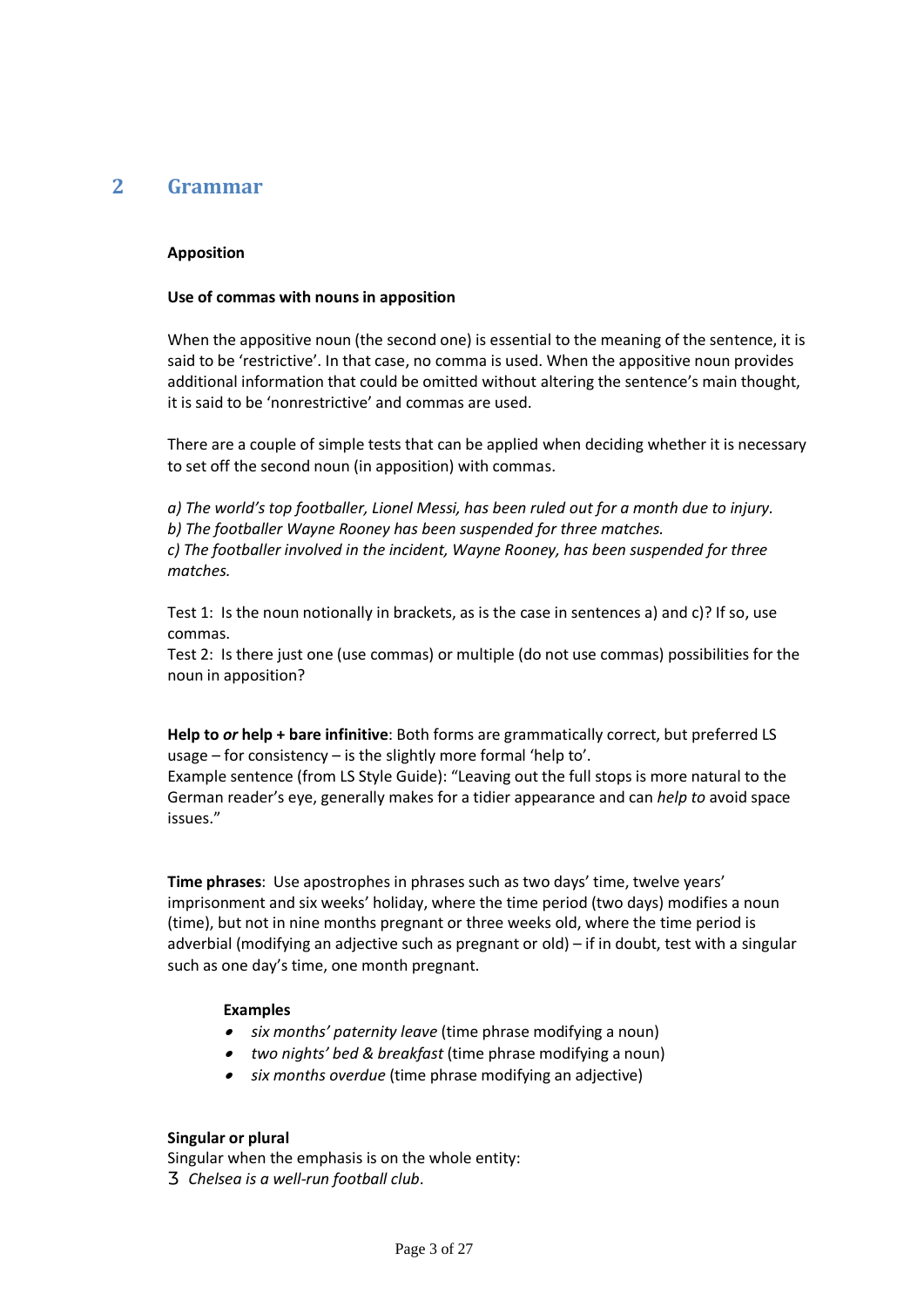## 2 Grammar

**Apposition**

**Use of commas with nouns in apposition**

When the appositive noun (the second one) is essential to the meaning of the sentence, it is said to be 'restrictive'. In that case, no comma is used. When the appositive noun provides additional information that could be omitted without altering the sentence's main thought, it is said to be 'nonrestrictive' and commas are used.

There are a couple of simple tests that can be applied when deciding whether it is necessary to set off the second noun (in apposition) with commas.

*a) The world's top footballer, Lionel Messi, has been ruled out for a month due to injury.*
*b) The footballer Wayne Rooney has been suspended for three matches.*
*c) The footballer involved in the incident, Wayne Rooney, has been suspended for three matches.*

Test 1: Is the noun notionally in brackets, as is the case in sentences a) and c)? If so, use commas.
Test 2: Is there just one (use commas) or multiple (do not use commas) possibilities for the noun in apposition?

**Help to *or* help + bare infinitive**: Both forms are grammatically correct, but preferred LS usage – for consistency – is the slightly more formal 'help to'.
Example sentence (from LS Style Guide): "Leaving out the full stops is more natural to the German reader's eye, generally makes for a tidier appearance and can *help to* avoid space issues."

**Time phrases**: Use apostrophes in phrases such as two days' time, twelve years' imprisonment and six weeks' holiday, where the time period (two days) modifies a noun (time), but not in nine months pregnant or three weeks old, where the time period is adverbial (modifying an adjective such as pregnant or old) – if in doubt, test with a singular such as one day's time, one month pregnant.

**Examples**

- *six months' paternity leave* (time phrase modifying a noun)
- *two nights' bed & breakfast* (time phrase modifying a noun)
- *six months overdue* (time phrase modifying an adjective)

**Singular or plural**
Singular when the emphasis is on the whole entity:
3 *Chelsea is a well-run football club*.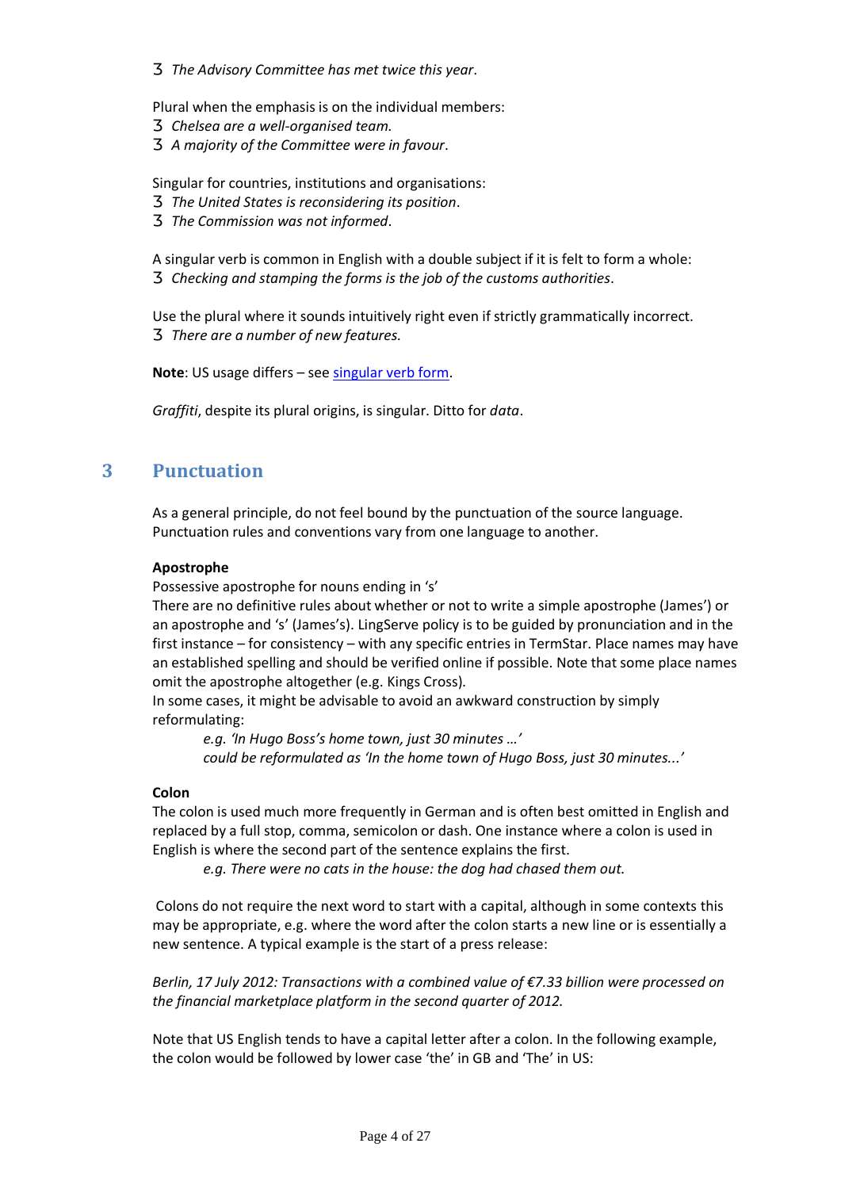- *The Advisory Committee has met twice this year*.

Plural when the emphasis is on the individual members:

- *Chelsea are a well-organised team.*
- *A majority of the Committee were in favour*.

Singular for countries, institutions and organisations:

- *The United States is reconsidering its position*.
- *The Commission was not informed*.

A singular verb is common in English with a double subject if it is felt to form a whole:

- *Checking and stamping the forms is the job of the customs authorities*.

Use the plural where it sounds intuitively right even if strictly grammatically incorrect.

- *There are a number of new features.*

**Note**: US usage differs – see singular verb form.

*Graffiti*, despite its plural origins, is singular. Ditto for *data*.

## 3 Punctuation

As a general principle, do not feel bound by the punctuation of the source language. Punctuation rules and conventions vary from one language to another.

**Apostrophe**

Possessive apostrophe for nouns ending in 's'

There are no definitive rules about whether or not to write a simple apostrophe (James') or an apostrophe and 's' (James's). LingServe policy is to be guided by pronunciation and in the first instance – for consistency – with any specific entries in TermStar. Place names may have an established spelling and should be verified online if possible. Note that some place names omit the apostrophe altogether (e.g. Kings Cross).

In some cases, it might be advisable to avoid an awkward construction by simply reformulating:

> *e.g. 'In Hugo Boss's home town, just 30 minutes …'*
> *could be reformulated as 'In the home town of Hugo Boss, just 30 minutes...'*

**Colon**

The colon is used much more frequently in German and is often best omitted in English and replaced by a full stop, comma, semicolon or dash. One instance where a colon is used in English is where the second part of the sentence explains the first.

> *e.g. There were no cats in the house: the dog had chased them out.*

Colons do not require the next word to start with a capital, although in some contexts this may be appropriate, e.g. where the word after the colon starts a new line or is essentially a new sentence. A typical example is the start of a press release:

*Berlin, 17 July 2012: Transactions with a combined value of €7.33 billion were processed on the financial marketplace platform in the second quarter of 2012.*

Note that US English tends to have a capital letter after a colon. In the following example, the colon would be followed by lower case 'the' in GB and 'The' in US: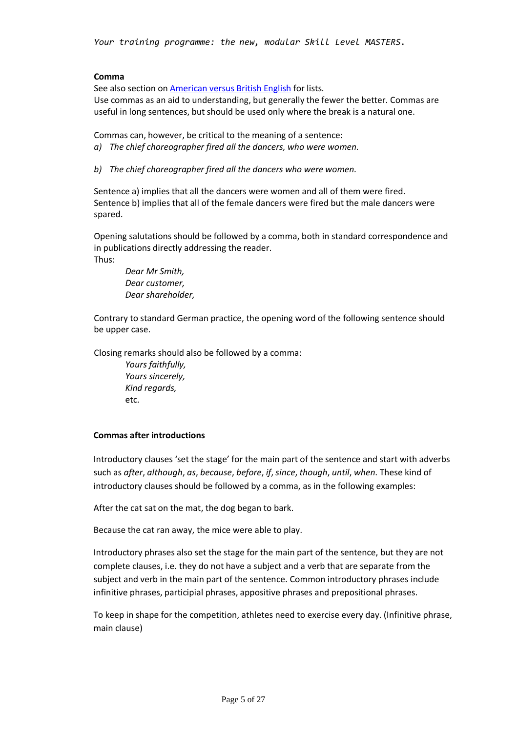**Comma**

See also section on [American versus British English](#) for lists*.*
Use commas as an aid to understanding, but generally the fewer the better. Commas are useful in long sentences, but should be used only where the break is a natural one.

Commas can, however, be critical to the meaning of a sentence:

*a) The chief choreographer fired all the dancers, who were women.*

*b) The chief choreographer fired all the dancers who were women.*

Sentence a) implies that all the dancers were women and all of them were fired.
Sentence b) implies that all of the female dancers were fired but the male dancers were spared.

Opening salutations should be followed by a comma, both in standard correspondence and in publications directly addressing the reader.
Thus:

> *Dear Mr Smith,*
> *Dear customer,*
> *Dear shareholder,*

Contrary to standard German practice, the opening word of the following sentence should be upper case.

Closing remarks should also be followed by a comma:

> *Yours faithfully,*
> *Yours sincerely,*
> *Kind regards,*
> etc.

**Commas after introductions**

Introductory clauses 'set the stage' for the main part of the sentence and start with adverbs such as *after*, *although*, *as*, *because*, *before*, *if*, *since*, *though*, *until*, *when*. These kind of introductory clauses should be followed by a comma, as in the following examples:

After the cat sat on the mat, the dog began to bark.

Because the cat ran away, the mice were able to play.

Introductory phrases also set the stage for the main part of the sentence, but they are not complete clauses, i.e. they do not have a subject and a verb that are separate from the subject and verb in the main part of the sentence. Common introductory phrases include infinitive phrases, participial phrases, appositive phrases and prepositional phrases.

To keep in shape for the competition, athletes need to exercise every day. (Infinitive phrase, main clause)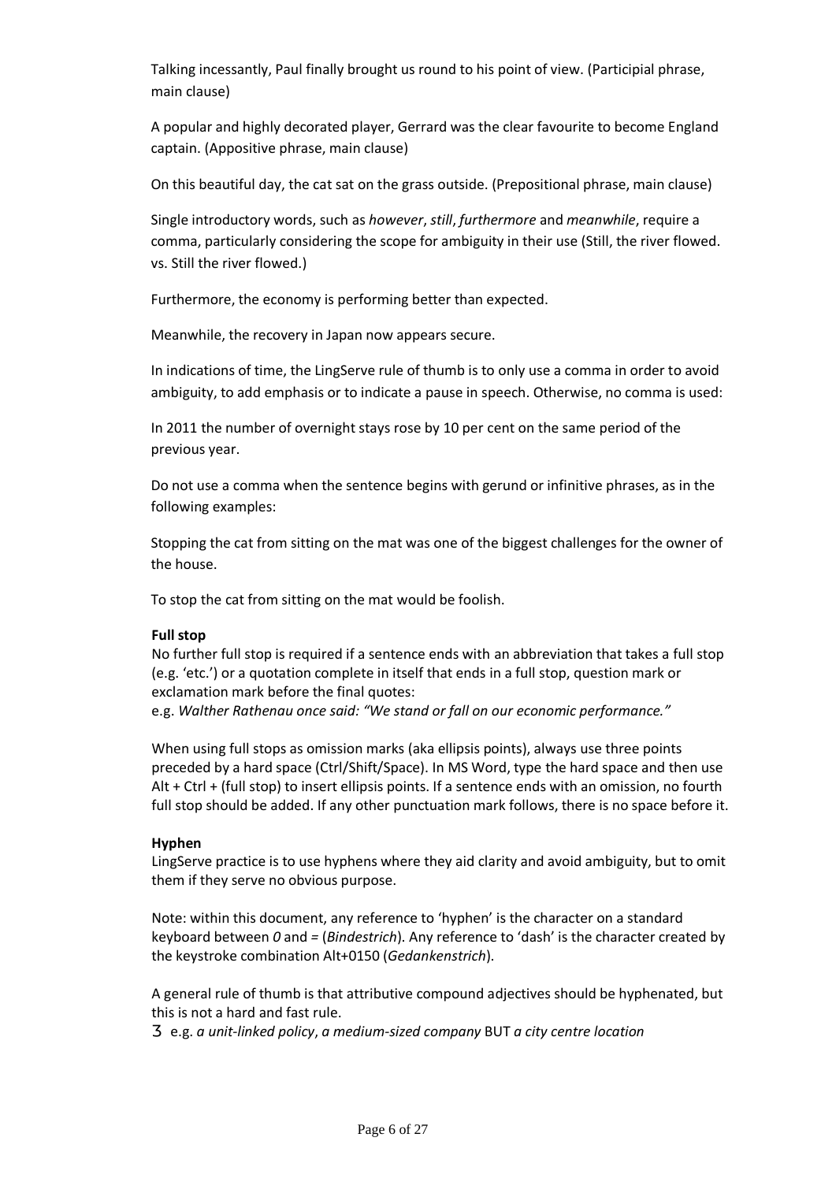Talking incessantly, Paul finally brought us round to his point of view. (Participial phrase, main clause)

A popular and highly decorated player, Gerrard was the clear favourite to become England captain. (Appositive phrase, main clause)

On this beautiful day, the cat sat on the grass outside. (Prepositional phrase, main clause)

Single introductory words, such as *however*, *still*, *furthermore* and *meanwhile*, require a comma, particularly considering the scope for ambiguity in their use (Still, the river flowed. vs. Still the river flowed.)

Furthermore, the economy is performing better than expected.

Meanwhile, the recovery in Japan now appears secure.

In indications of time, the LingServe rule of thumb is to only use a comma in order to avoid ambiguity, to add emphasis or to indicate a pause in speech. Otherwise, no comma is used:

In 2011 the number of overnight stays rose by 10 per cent on the same period of the previous year.

Do not use a comma when the sentence begins with gerund or infinitive phrases, as in the following examples:

Stopping the cat from sitting on the mat was one of the biggest challenges for the owner of the house.

To stop the cat from sitting on the mat would be foolish.

**Full stop**

No further full stop is required if a sentence ends with an abbreviation that takes a full stop (e.g. 'etc.') or a quotation complete in itself that ends in a full stop, question mark or exclamation mark before the final quotes:
e.g. *Walther Rathenau once said: "We stand or fall on our economic performance."*

When using full stops as omission marks (aka ellipsis points), always use three points preceded by a hard space (Ctrl/Shift/Space). In MS Word, type the hard space and then use Alt + Ctrl + (full stop) to insert ellipsis points. If a sentence ends with an omission, no fourth full stop should be added. If any other punctuation mark follows, there is no space before it.

**Hyphen**

LingServe practice is to use hyphens where they aid clarity and avoid ambiguity, but to omit them if they serve no obvious purpose.

Note: within this document, any reference to 'hyphen' is the character on a standard keyboard between *0* and *=* (*Bindestrich*). Any reference to 'dash' is the character created by the keystroke combination Alt+0150 (*Gedankenstrich*).

A general rule of thumb is that attributive compound adjectives should be hyphenated, but this is not a hard and fast rule.

3 e.g. *a unit-linked policy*, *a medium-sized company* BUT *a city centre location*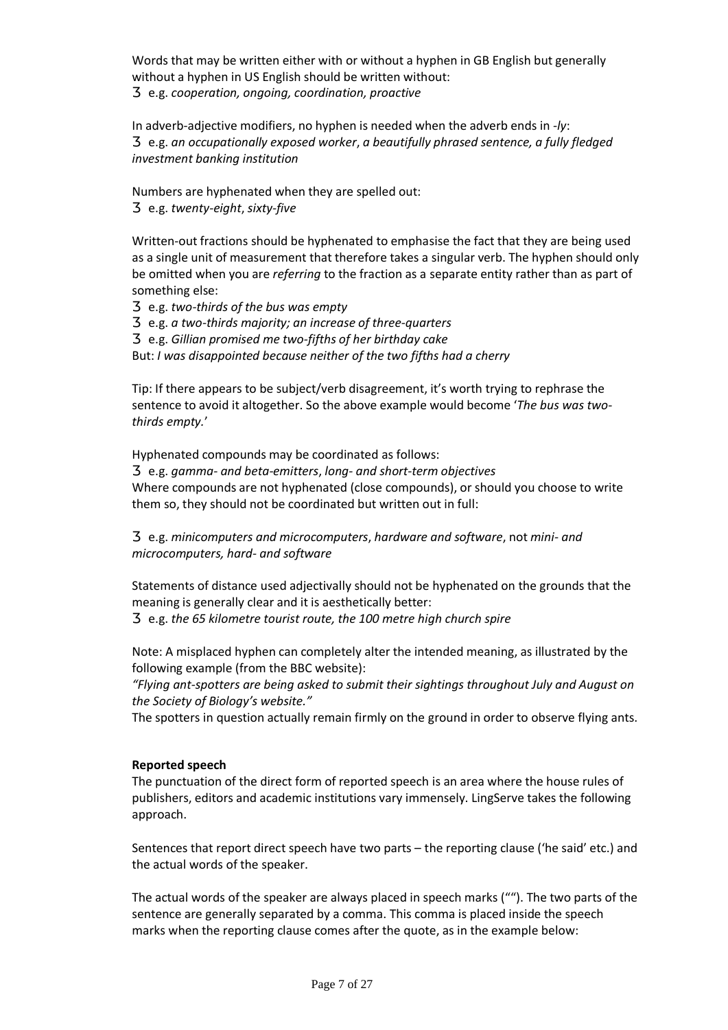Words that may be written either with or without a hyphen in GB English but generally without a hyphen in US English should be written without:

- e.g. *cooperation, ongoing, coordination, proactive*

In adverb-adjective modifiers, no hyphen is needed when the adverb ends in *-ly*:

- e.g. *an occupationally exposed worker*, *a beautifully phrased sentence, a fully fledged investment banking institution*

Numbers are hyphenated when they are spelled out:

- e.g. *twenty-eight*, *sixty-five*

Written-out fractions should be hyphenated to emphasise the fact that they are being used as a single unit of measurement that therefore takes a singular verb. The hyphen should only be omitted when you are *referring* to the fraction as a separate entity rather than as part of something else:

- e.g. *two-thirds of the bus was empty*
- e.g. *a two-thirds majority; an increase of three-quarters*
- e.g. *Gillian promised me two-fifths of her birthday cake*

But: *I was disappointed because neither of the two fifths had a cherry*

Tip: If there appears to be subject/verb disagreement, it's worth trying to rephrase the sentence to avoid it altogether. So the above example would become '*The bus was two-thirds empty.*'

Hyphenated compounds may be coordinated as follows:

- e.g. *gamma- and beta-emitters*, *long- and short-term objectives*

Where compounds are not hyphenated (close compounds), or should you choose to write them so, they should not be coordinated but written out in full:

- e.g. *minicomputers and microcomputers*, *hardware and software*, not *mini- and microcomputers, hard- and software*

Statements of distance used adjectivally should not be hyphenated on the grounds that the meaning is generally clear and it is aesthetically better:

- e.g. *the 65 kilometre tourist route, the 100 metre high church spire*

Note: A misplaced hyphen can completely alter the intended meaning, as illustrated by the following example (from the BBC website):

*"Flying ant-spotters are being asked to submit their sightings throughout July and August on the Society of Biology's website."*

The spotters in question actually remain firmly on the ground in order to observe flying ants.

**Reported speech**

The punctuation of the direct form of reported speech is an area where the house rules of publishers, editors and academic institutions vary immensely. LingServe takes the following approach.

Sentences that report direct speech have two parts – the reporting clause ('he said' etc.) and the actual words of the speaker.

The actual words of the speaker are always placed in speech marks (""). The two parts of the sentence are generally separated by a comma. This comma is placed inside the speech marks when the reporting clause comes after the quote, as in the example below: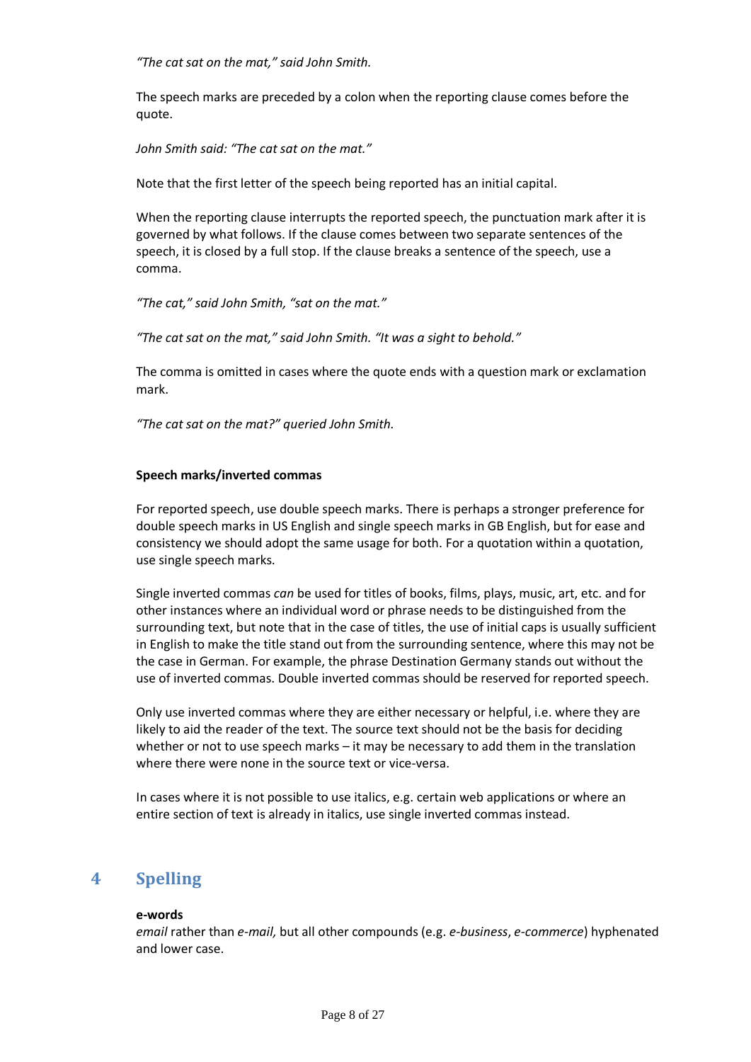*“The cat sat on the mat,” said John Smith.*

The speech marks are preceded by a colon when the reporting clause comes before the quote.

*John Smith said: “The cat sat on the mat.”*

Note that the first letter of the speech being reported has an initial capital.

When the reporting clause interrupts the reported speech, the punctuation mark after it is governed by what follows. If the clause comes between two separate sentences of the speech, it is closed by a full stop. If the clause breaks a sentence of the speech, use a comma.

*“The cat,” said John Smith, “sat on the mat.”*

*“The cat sat on the mat,” said John Smith. “It was a sight to behold.”*

The comma is omitted in cases where the quote ends with a question mark or exclamation mark.

*“The cat sat on the mat?” queried John Smith.*

**Speech marks/inverted commas**

For reported speech, use double speech marks. There is perhaps a stronger preference for double speech marks in US English and single speech marks in GB English, but for ease and consistency we should adopt the same usage for both. For a quotation within a quotation, use single speech marks.

Single inverted commas *can* be used for titles of books, films, plays, music, art, etc. and for other instances where an individual word or phrase needs to be distinguished from the surrounding text, but note that in the case of titles, the use of initial caps is usually sufficient in English to make the title stand out from the surrounding sentence, where this may not be the case in German. For example, the phrase Destination Germany stands out without the use of inverted commas. Double inverted commas should be reserved for reported speech.

Only use inverted commas where they are either necessary or helpful, i.e. where they are likely to aid the reader of the text. The source text should not be the basis for deciding whether or not to use speech marks – it may be necessary to add them in the translation where there were none in the source text or vice-versa.

In cases where it is not possible to use italics, e.g. certain web applications or where an entire section of text is already in italics, use single inverted commas instead.

# 4 Spelling

**e-words**
*email* rather than *e-mail,* but all other compounds (e.g. *e-business*, *e-commerce*) hyphenated and lower case.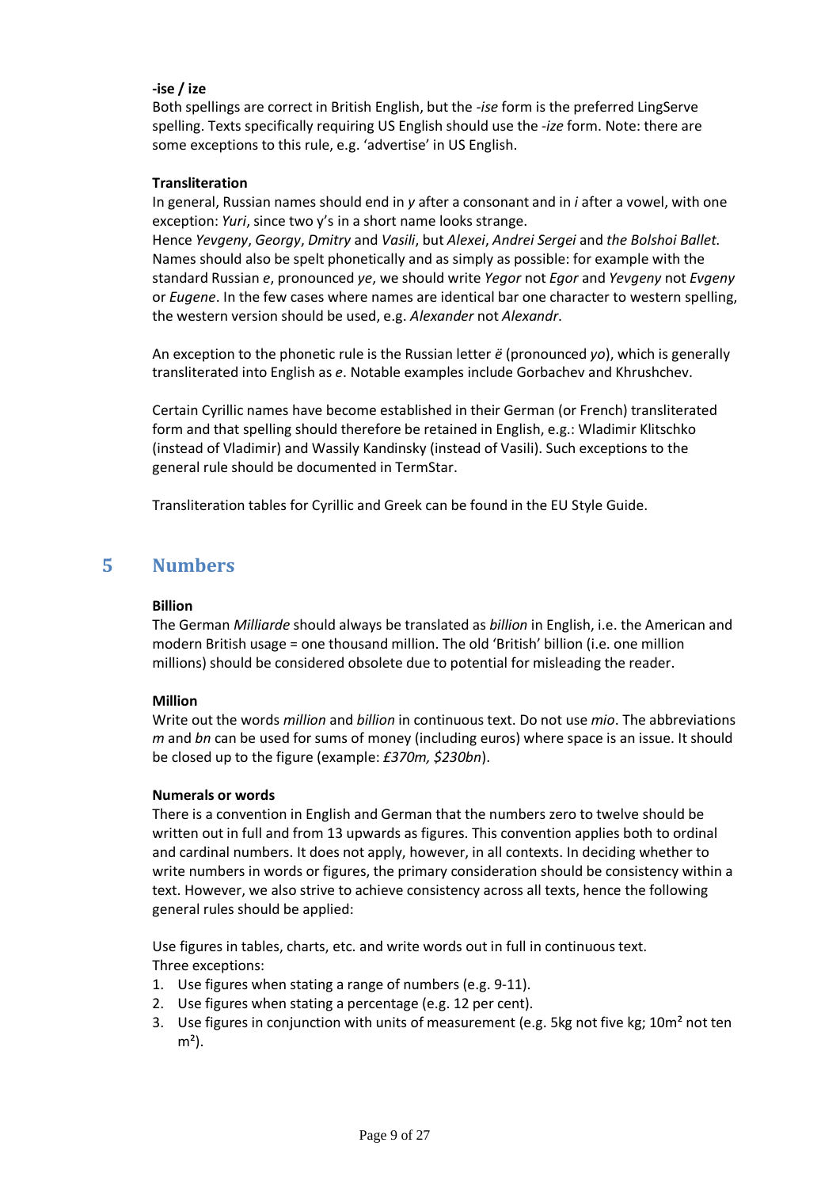**-ise / ize**

Both spellings are correct in British English, but the *-ise* form is the preferred LingServe spelling. Texts specifically requiring US English should use the *-ize* form. Note: there are some exceptions to this rule, e.g. 'advertise' in US English.

**Transliteration**

In general, Russian names should end in *y* after a consonant and in *i* after a vowel, with one exception: *Yuri*, since two y's in a short name looks strange.
Hence *Yevgeny*, *Georgy*, *Dmitry* and *Vasili*, but *Alexei*, *Andrei Sergei* and *the Bolshoi Ballet*. Names should also be spelt phonetically and as simply as possible: for example with the standard Russian *e*, pronounced *ye*, we should write *Yegor* not *Egor* and *Yevgeny* not *Evgeny* or *Eugene*. In the few cases where names are identical bar one character to western spelling, the western version should be used, e.g. *Alexander* not *Alexandr*.

An exception to the phonetic rule is the Russian letter *ё* (pronounced *yo*), which is generally transliterated into English as *e*. Notable examples include Gorbachev and Khrushchev.

Certain Cyrillic names have become established in their German (or French) transliterated form and that spelling should therefore be retained in English, e.g.: Wladimir Klitschko (instead of Vladimir) and Wassily Kandinsky (instead of Vasili). Such exceptions to the general rule should be documented in TermStar.

Transliteration tables for Cyrillic and Greek can be found in the EU Style Guide.

# 5 Numbers

**Billion**

The German *Milliarde* should always be translated as *billion* in English, i.e. the American and modern British usage = one thousand million. The old 'British' billion (i.e. one million millions) should be considered obsolete due to potential for misleading the reader.

**Million**

Write out the words *million* and *billion* in continuous text. Do not use *mio*. The abbreviations *m* and *bn* can be used for sums of money (including euros) where space is an issue. It should be closed up to the figure (example: *£370m, $230bn*).

**Numerals or words**

There is a convention in English and German that the numbers zero to twelve should be written out in full and from 13 upwards as figures. This convention applies both to ordinal and cardinal numbers. It does not apply, however, in all contexts. In deciding whether to write numbers in words or figures, the primary consideration should be consistency within a text. However, we also strive to achieve consistency across all texts, hence the following general rules should be applied:

Use figures in tables, charts, etc. and write words out in full in continuous text.
Three exceptions:

1. Use figures when stating a range of numbers (e.g. 9-11).
2. Use figures when stating a percentage (e.g. 12 per cent).
3. Use figures in conjunction with units of measurement (e.g. 5kg not five kg; $10m^2$ not ten $m^2$).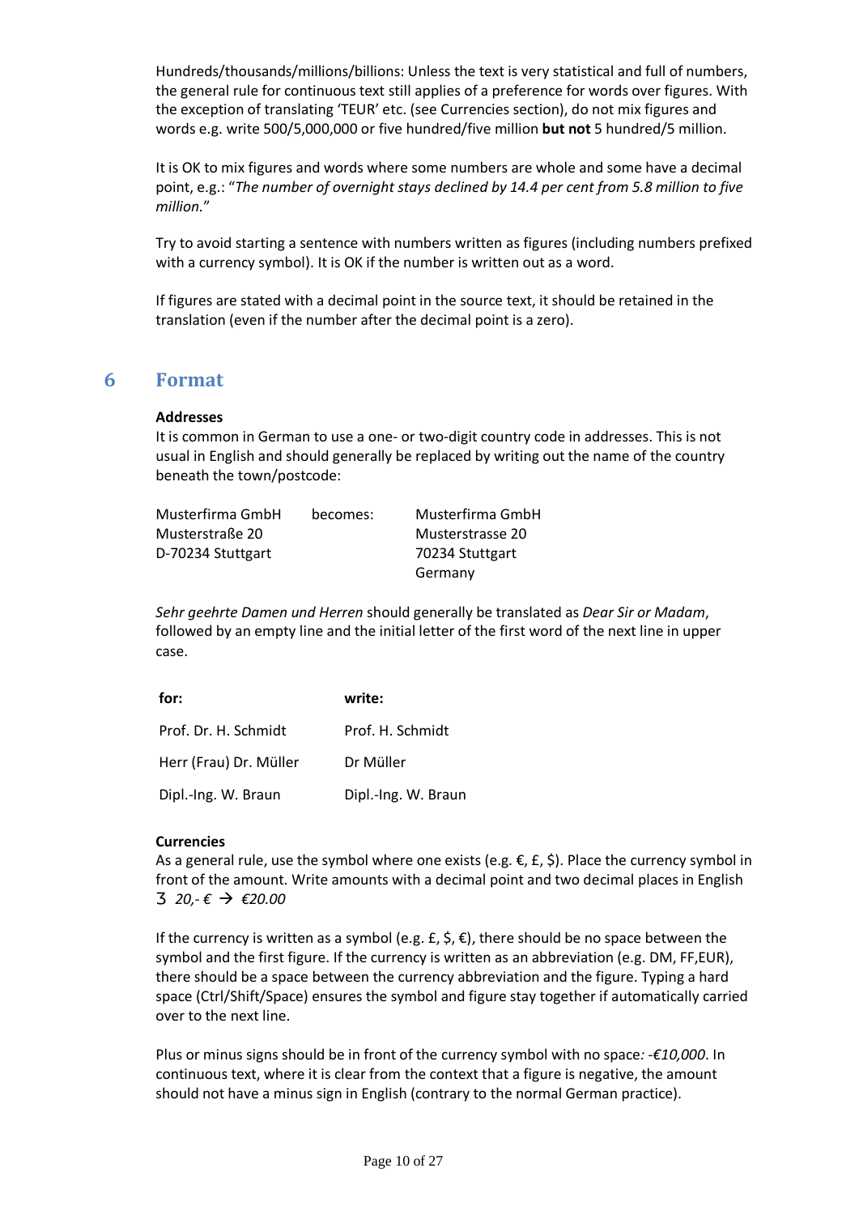Hundreds/thousands/millions/billions: Unless the text is very statistical and full of numbers, the general rule for continuous text still applies of a preference for words over figures. With the exception of translating 'TEUR' etc. (see Currencies section), do not mix figures and words e.g. write 500/5,000,000 or five hundred/five million **but not** 5 hundred/5 million.

It is OK to mix figures and words where some numbers are whole and some have a decimal point, e.g.: "*The number of overnight stays declined by 14.4 per cent from 5.8 million to five million.*"

Try to avoid starting a sentence with numbers written as figures (including numbers prefixed with a currency symbol). It is OK if the number is written out as a word.

If figures are stated with a decimal point in the source text, it should be retained in the translation (even if the number after the decimal point is a zero).

## 6 Format

**Addresses**

It is common in German to use a one- or two-digit country code in addresses. This is not usual in English and should generally be replaced by writing out the name of the country beneath the town/postcode:

| | | |
|---|---|---|
| Musterfirma GmbH<br>Musterstraße 20<br>D-70234 Stuttgart | becomes: | Musterfirma GmbH<br>Musterstrasse 20<br>70234 Stuttgart<br>Germany |

*Sehr geehrte Damen und Herren* should generally be translated as *Dear Sir or Madam*, followed by an empty line and the initial letter of the first word of the next line in upper case.

| **for:** | **write:** |
|---|---|
| Prof. Dr. H. Schmidt | Prof. H. Schmidt |
| Herr (Frau) Dr. Müller | Dr Müller |
| Dipl.-Ing. W. Braun | Dipl.-Ing. W. Braun |

**Currencies**

As a general rule, use the symbol where one exists (e.g. €, £, $). Place the currency symbol in front of the amount. Write amounts with a decimal point and two decimal places in English Ʒ *20,- €* → *€20.00*

If the currency is written as a symbol (e.g. £, $, €), there should be no space between the symbol and the first figure. If the currency is written as an abbreviation (e.g. DM, FF,EUR), there should be a space between the currency abbreviation and the figure. Typing a hard space (Ctrl/Shift/Space) ensures the symbol and figure stay together if automatically carried over to the next line.

Plus or minus signs should be in front of the currency symbol with no space*: -€10,000*. In continuous text, where it is clear from the context that a figure is negative, the amount should not have a minus sign in English (contrary to the normal German practice).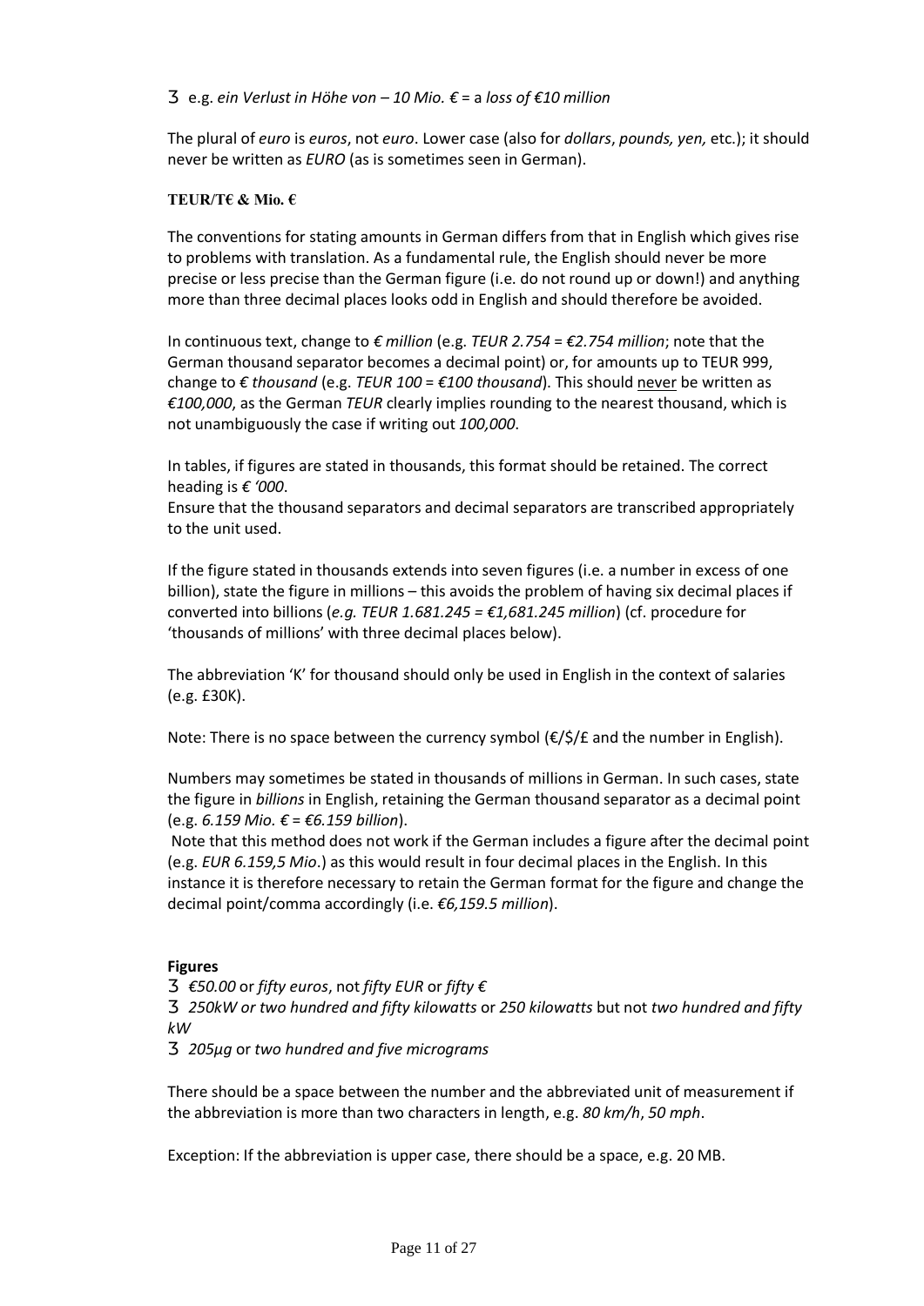3 e.g. *ein Verlust in Höhe von – 10 Mio. €* = a *loss of €10 million*

The plural of *euro* is *euros*, not *euro*. Lower case (also for *dollars*, *pounds, yen,* etc.); it should never be written as *EURO* (as is sometimes seen in German).

**TEUR/T€ & Mio. €**

The conventions for stating amounts in German differs from that in English which gives rise to problems with translation. As a fundamental rule, the English should never be more precise or less precise than the German figure (i.e. do not round up or down!) and anything more than three decimal places looks odd in English and should therefore be avoided.

In continuous text, change to *€ million* (e.g. *TEUR 2.754 = €2.754 million*; note that the German thousand separator becomes a decimal point) or, for amounts up to TEUR 999, change to *€ thousand* (e.g. *TEUR 100 = €100 thousand*). This should never be written as *€100,000*, as the German *TEUR* clearly implies rounding to the nearest thousand, which is not unambiguously the case if writing out *100,000*.

In tables, if figures are stated in thousands, this format should be retained. The correct heading is *€ '000*.
Ensure that the thousand separators and decimal separators are transcribed appropriately to the unit used.

If the figure stated in thousands extends into seven figures (i.e. a number in excess of one billion), state the figure in millions – this avoids the problem of having six decimal places if converted into billions (*e.g. TEUR 1.681.245 = €1,681.245 million*) (cf. procedure for 'thousands of millions' with three decimal places below).

The abbreviation 'K' for thousand should only be used in English in the context of salaries (e.g. £30K).

Note: There is no space between the currency symbol (€/$/£ and the number in English).

Numbers may sometimes be stated in thousands of millions in German. In such cases, state the figure in *billions* in English, retaining the German thousand separator as a decimal point (e.g. *6.159 Mio. € = €6.159 billion*).
Note that this method does not work if the German includes a figure after the decimal point (e.g. *EUR 6.159,5 Mio*.) as this would result in four decimal places in the English. In this instance it is therefore necessary to retain the German format for the figure and change the decimal point/comma accordingly (i.e. *€6,159.5 million*).

**Figures**

3 *€50.00* or *fifty euros*, not *fifty EUR* or *fifty €*
3 *250kW or two hundred and fifty kilowatts* or *250 kilowatts* but not *two hundred and fifty kW*
3 *205µg* or *two hundred and five micrograms*

There should be a space between the number and the abbreviated unit of measurement if the abbreviation is more than two characters in length, e.g. *80 km/h*, *50 mph*.

Exception: If the abbreviation is upper case, there should be a space, e.g. 20 MB.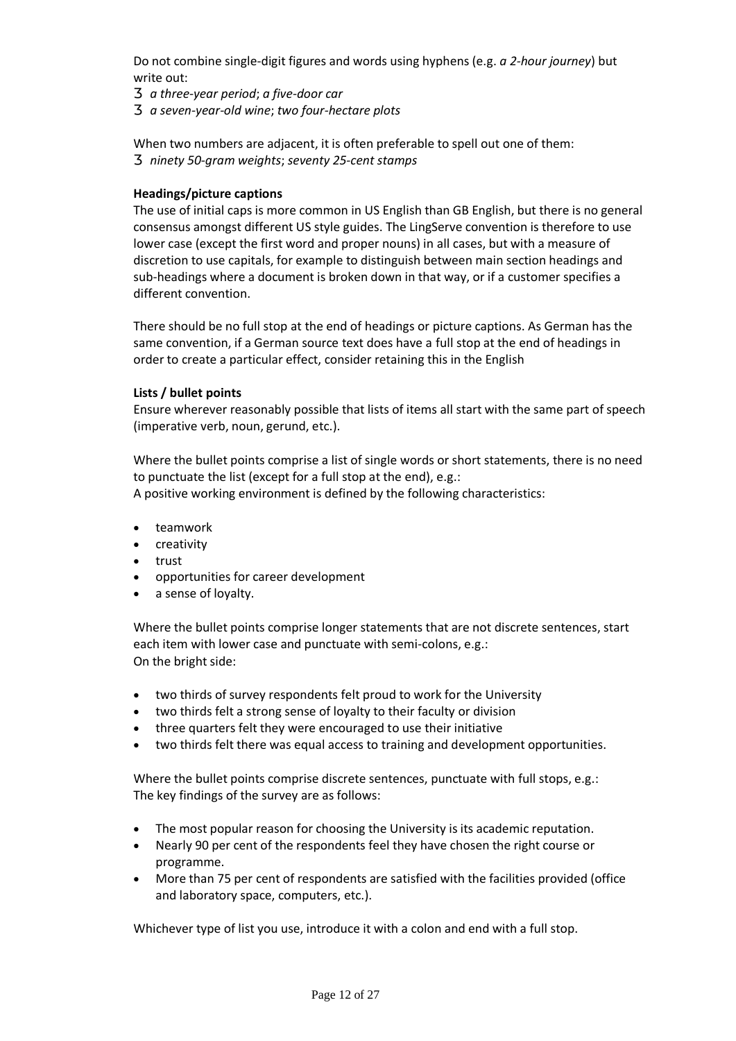Do not combine single-digit figures and words using hyphens (e.g. *a 2-hour journey*) but write out:

3 *a three-year period*; *a five-door car*
3 *a seven-year-old wine*; *two four-hectare plots*

When two numbers are adjacent, it is often preferable to spell out one of them:
3 *ninety 50-gram weights*; *seventy 25-cent stamps*

**Headings/picture captions**

The use of initial caps is more common in US English than GB English, but there is no general consensus amongst different US style guides. The LingServe convention is therefore to use lower case (except the first word and proper nouns) in all cases, but with a measure of discretion to use capitals, for example to distinguish between main section headings and sub-headings where a document is broken down in that way, or if a customer specifies a different convention.

There should be no full stop at the end of headings or picture captions. As German has the same convention, if a German source text does have a full stop at the end of headings in order to create a particular effect, consider retaining this in the English

**Lists / bullet points**

Ensure wherever reasonably possible that lists of items all start with the same part of speech (imperative verb, noun, gerund, etc.).

Where the bullet points comprise a list of single words or short statements, there is no need to punctuate the list (except for a full stop at the end), e.g.:
A positive working environment is defined by the following characteristics:

- teamwork
- creativity
- trust
- opportunities for career development
- a sense of loyalty.

Where the bullet points comprise longer statements that are not discrete sentences, start each item with lower case and punctuate with semi-colons, e.g.:
On the bright side:

- two thirds of survey respondents felt proud to work for the University
- two thirds felt a strong sense of loyalty to their faculty or division
- three quarters felt they were encouraged to use their initiative
- two thirds felt there was equal access to training and development opportunities.

Where the bullet points comprise discrete sentences, punctuate with full stops, e.g.:
The key findings of the survey are as follows:

- The most popular reason for choosing the University is its academic reputation.
- Nearly 90 per cent of the respondents feel they have chosen the right course or programme.
- More than 75 per cent of respondents are satisfied with the facilities provided (office and laboratory space, computers, etc.).

Whichever type of list you use, introduce it with a colon and end with a full stop.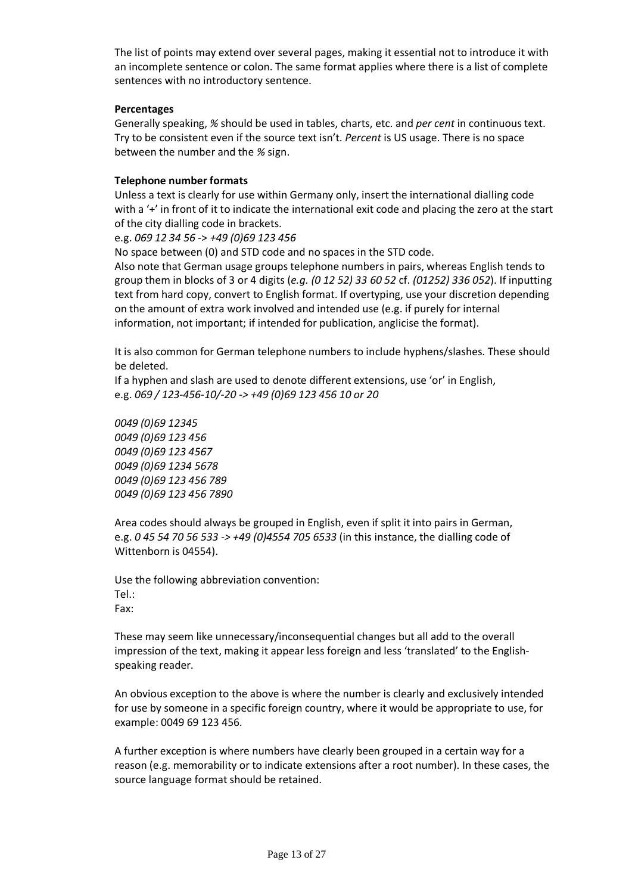The list of points may extend over several pages, making it essential not to introduce it with an incomplete sentence or colon. The same format applies where there is a list of complete sentences with no introductory sentence.

**Percentages**

Generally speaking, *%* should be used in tables, charts, etc. and *per cent* in continuous text. Try to be consistent even if the source text isn't. *Percent* is US usage. There is no space between the number and the *%* sign.

**Telephone number formats**

Unless a text is clearly for use within Germany only, insert the international dialling code with a '+' in front of it to indicate the international exit code and placing the zero at the start of the city dialling code in brackets.

e.g. *069 12 34 56* -> *+49 (0)69 123 456*

No space between (0) and STD code and no spaces in the STD code.

Also note that German usage groups telephone numbers in pairs, whereas English tends to group them in blocks of 3 or 4 digits (*e.g. (0 12 52) 33 60 52* cf. *(01252) 336 052*). If inputting text from hard copy, convert to English format. If overtyping, use your discretion depending on the amount of extra work involved and intended use (e.g. if purely for internal information, not important; if intended for publication, anglicise the format).

It is also common for German telephone numbers to include hyphens/slashes. These should be deleted.

If a hyphen and slash are used to denote different extensions, use 'or' in English, e.g. *069 / 123-456-10/-20 -> +49 (0)69 123 456 10 or 20*

*0049 (0)69 12345*
*0049 (0)69 123 456*
*0049 (0)69 123 4567*
*0049 (0)69 1234 5678*
*0049 (0)69 123 456 789*
*0049 (0)69 123 456 7890*

Area codes should always be grouped in English, even if split it into pairs in German, e.g. *0 45 54 70 56 533 -> +49 (0)4554 705 6533* (in this instance, the dialling code of Wittenborn is 04554).

Use the following abbreviation convention:
Tel.:
Fax:

These may seem like unnecessary/inconsequential changes but all add to the overall impression of the text, making it appear less foreign and less 'translated' to the English-speaking reader.

An obvious exception to the above is where the number is clearly and exclusively intended for use by someone in a specific foreign country, where it would be appropriate to use, for example: 0049 69 123 456.

A further exception is where numbers have clearly been grouped in a certain way for a reason (e.g. memorability or to indicate extensions after a root number). In these cases, the source language format should be retained.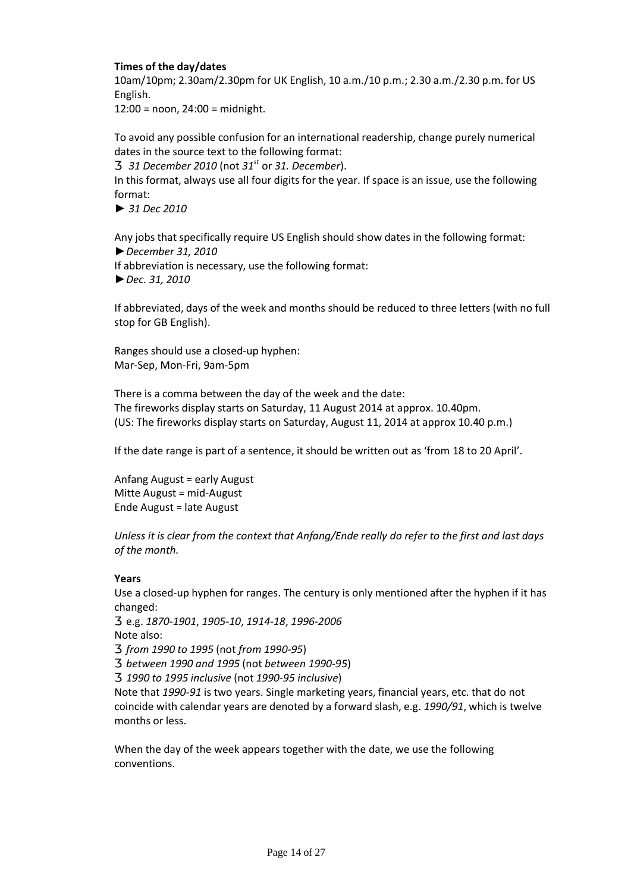**Times of the day/dates**

10am/10pm; 2.30am/2.30pm for UK English, 10 a.m./10 p.m.; 2.30 a.m./2.30 p.m. for US English.

12:00 = noon, 24:00 = midnight.

To avoid any possible confusion for an international readership, change purely numerical dates in the source text to the following format:

З *31 December 2010* (not *31st* or *31. December*).

In this format, always use all four digits for the year. If space is an issue, use the following format:

► *31 Dec 2010*

Any jobs that specifically require US English should show dates in the following format:

►*December 31, 2010*

If abbreviation is necessary, use the following format:

►*Dec. 31, 2010*

If abbreviated, days of the week and months should be reduced to three letters (with no full stop for GB English).

Ranges should use a closed-up hyphen:
Mar-Sep, Mon-Fri, 9am-5pm

There is a comma between the day of the week and the date:
The fireworks display starts on Saturday, 11 August 2014 at approx. 10.40pm.
(US: The fireworks display starts on Saturday, August 11, 2014 at approx 10.40 p.m.)

If the date range is part of a sentence, it should be written out as 'from 18 to 20 April'.

Anfang August = early August
Mitte August = mid-August
Ende August = late August

*Unless it is clear from the context that Anfang/Ende really do refer to the first and last days of the month.*

**Years**

Use a closed-up hyphen for ranges. The century is only mentioned after the hyphen if it has changed:

З e.g. *1870-1901*, *1905-10*, *1914-18*, *1996-2006*

Note also:

З *from 1990 to 1995* (not *from 1990-95*)

З *between 1990 and 1995* (not *between 1990-95*)

З *1990 to 1995 inclusive* (not *1990-95 inclusive*)

Note that *1990-91* is two years. Single marketing years, financial years, etc. that do not coincide with calendar years are denoted by a forward slash, e.g. *1990/91*, which is twelve months or less.

When the day of the week appears together with the date, we use the following conventions.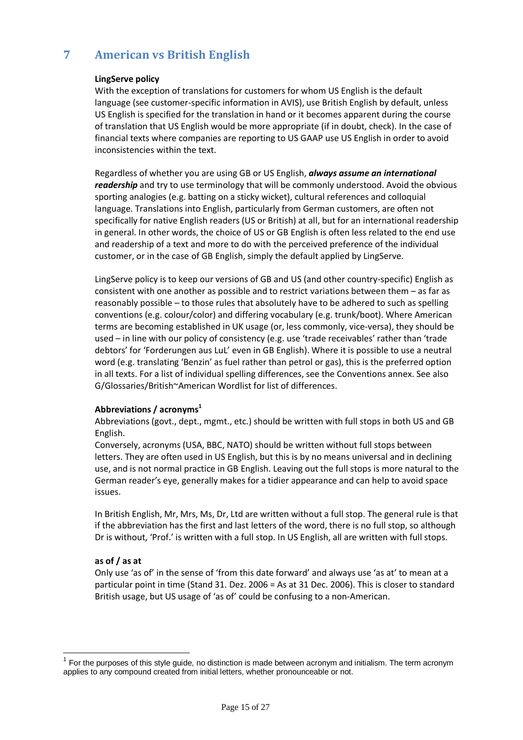# 7 American vs British English

**LingServe policy**

With the exception of translations for customers for whom US English is the default language (see customer-specific information in AVIS), use British English by default, unless US English is specified for the translation in hand or it becomes apparent during the course of translation that US English would be more appropriate (if in doubt, check). In the case of financial texts where companies are reporting to US GAAP use US English in order to avoid inconsistencies within the text.

Regardless of whether you are using GB or US English, ***always assume an international readership*** and try to use terminology that will be commonly understood. Avoid the obvious sporting analogies (e.g. batting on a sticky wicket), cultural references and colloquial language. Translations into English, particularly from German customers, are often not specifically for native English readers (US or British) at all, but for an international readership in general. In other words, the choice of US or GB English is often less related to the end use and readership of a text and more to do with the perceived preference of the individual customer, or in the case of GB English, simply the default applied by LingServe.

LingServe policy is to keep our versions of GB and US (and other country-specific) English as consistent with one another as possible and to restrict variations between them – as far as reasonably possible – to those rules that absolutely have to be adhered to such as spelling conventions (e.g. colour/color) and differing vocabulary (e.g. trunk/boot). Where American terms are becoming established in UK usage (or, less commonly, vice-versa), they should be used – in line with our policy of consistency (e.g. use 'trade receivables' rather than 'trade debtors' for 'Forderungen aus LuL' even in GB English). Where it is possible to use a neutral word (e.g. translating 'Benzin' as fuel rather than petrol or gas), this is the preferred option in all texts. For a list of individual spelling differences, see the Conventions annex. See also G/Glossaries/British~American Wordlist for list of differences.

**Abbreviations / acronyms**[1]

Abbreviations (govt., dept., mgmt., etc.) should be written with full stops in both US and GB English.

Conversely, acronyms (USA, BBC, NATO) should be written without full stops between letters. They are often used in US English, but this is by no means universal and in declining use, and is not normal practice in GB English. Leaving out the full stops is more natural to the German reader's eye, generally makes for a tidier appearance and can help to avoid space issues.

In British English, Mr, Mrs, Ms, Dr, Ltd are written without a full stop. The general rule is that if the abbreviation has the first and last letters of the word, there is no full stop, so although Dr is without, 'Prof.' is written with a full stop. In US English, all are written with full stops.

**as of / as at**

Only use 'as of' in the sense of 'from this date forward' and always use 'as at' to mean at a particular point in time (Stand 31. Dez. 2006 = As at 31 Dec. 2006). This is closer to standard British usage, but US usage of 'as of' could be confusing to a non-American.

[1] For the purposes of this style guide, no distinction is made between acronym and initialism. The term acronym applies to any compound created from initial letters, whether pronounceable or not.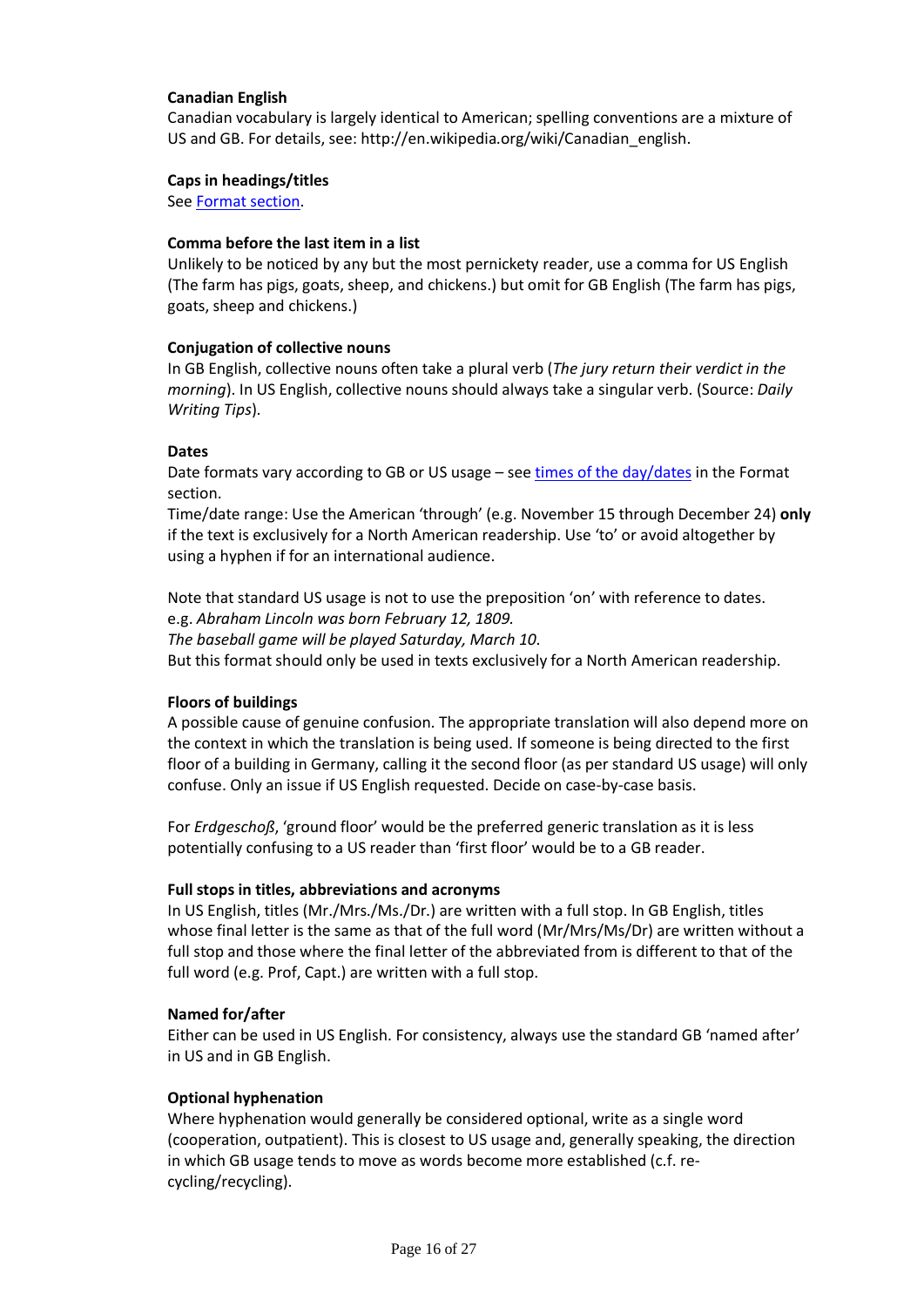**Canadian English**

Canadian vocabulary is largely identical to American; spelling conventions are a mixture of US and GB. For details, see: http://en.wikipedia.org/wiki/Canadian_english.

**Caps in headings/titles**

See [Format section](#).

**Comma before the last item in a list**

Unlikely to be noticed by any but the most pernickety reader, use a comma for US English (The farm has pigs, goats, sheep, and chickens.) but omit for GB English (The farm has pigs, goats, sheep and chickens.)

**Conjugation of collective nouns**

In GB English, collective nouns often take a plural verb (*The jury return their verdict in the morning*). In US English, collective nouns should always take a singular verb. (Source: *Daily Writing Tips*).

**Dates**

Date formats vary according to GB or US usage – see [times of the day/dates](#) in the Format section.

Time/date range: Use the American 'through' (e.g. November 15 through December 24) **only** if the text is exclusively for a North American readership. Use 'to' or avoid altogether by using a hyphen if for an international audience.

Note that standard US usage is not to use the preposition 'on' with reference to dates.
e.g. *Abraham Lincoln was born February 12, 1809.*
*The baseball game will be played Saturday, March 10.*
But this format should only be used in texts exclusively for a North American readership.

**Floors of buildings**

A possible cause of genuine confusion. The appropriate translation will also depend more on the context in which the translation is being used. If someone is being directed to the first floor of a building in Germany, calling it the second floor (as per standard US usage) will only confuse. Only an issue if US English requested. Decide on case-by-case basis.

For *Erdgeschoß*, 'ground floor' would be the preferred generic translation as it is less potentially confusing to a US reader than 'first floor' would be to a GB reader.

**Full stops in titles, abbreviations and acronyms**

In US English, titles (Mr./Mrs./Ms./Dr.) are written with a full stop. In GB English, titles whose final letter is the same as that of the full word (Mr/Mrs/Ms/Dr) are written without a full stop and those where the final letter of the abbreviated from is different to that of the full word (e.g. Prof, Capt.) are written with a full stop.

**Named for/after**

Either can be used in US English. For consistency, always use the standard GB 'named after' in US and in GB English.

**Optional hyphenation**

Where hyphenation would generally be considered optional, write as a single word (cooperation, outpatient). This is closest to US usage and, generally speaking, the direction in which GB usage tends to move as words become more established (c.f. re-cycling/recycling).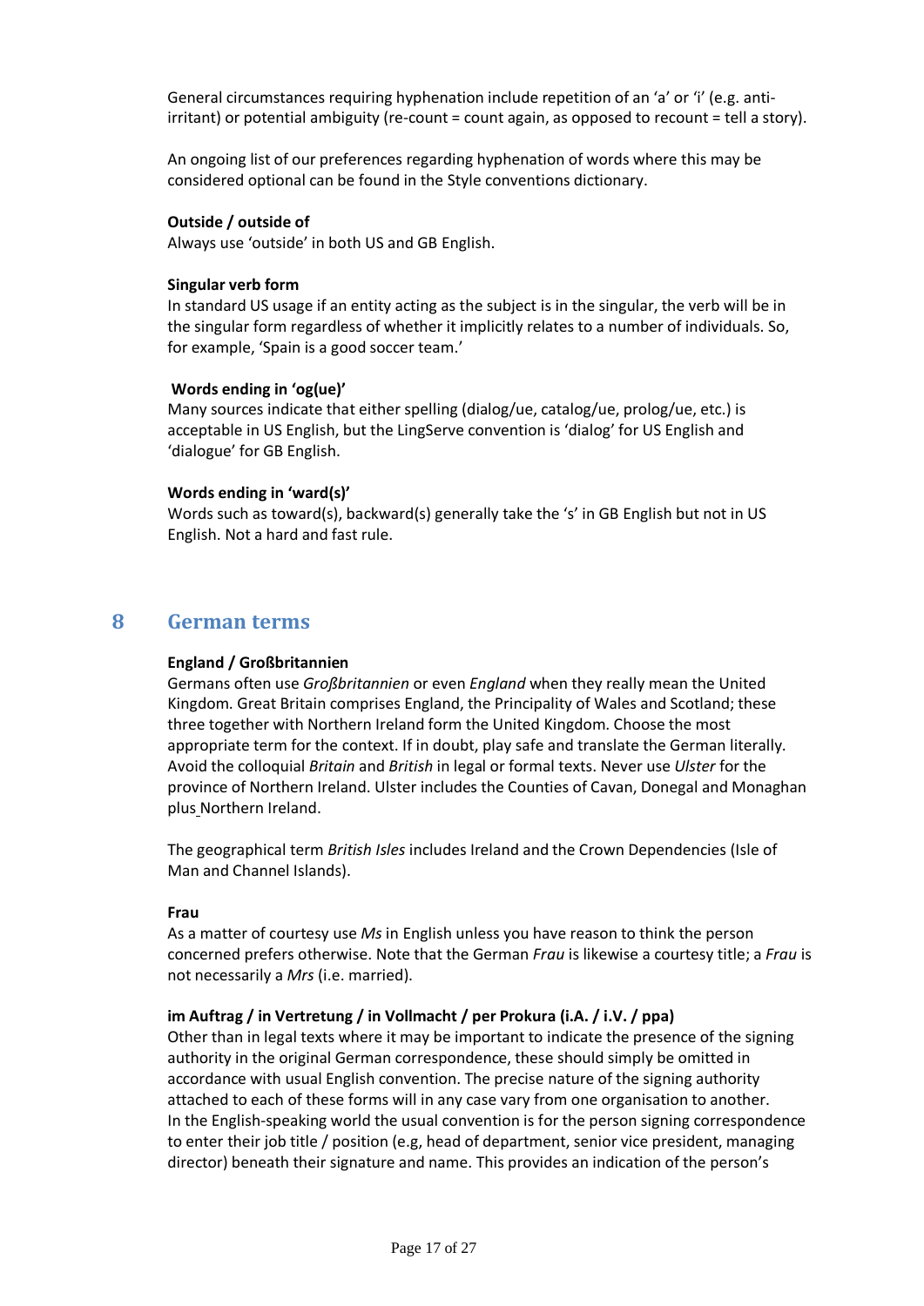General circumstances requiring hyphenation include repetition of an 'a' or 'i' (e.g. anti-irritant) or potential ambiguity (re-count = count again, as opposed to recount = tell a story).

An ongoing list of our preferences regarding hyphenation of words where this may be considered optional can be found in the Style conventions dictionary.

**Outside / outside of**
Always use 'outside' in both US and GB English.

**Singular verb form**
In standard US usage if an entity acting as the subject is in the singular, the verb will be in the singular form regardless of whether it implicitly relates to a number of individuals. So, for example, 'Spain is a good soccer team.'

**Words ending in 'og(ue)'**
Many sources indicate that either spelling (dialog/ue, catalog/ue, prolog/ue, etc.) is acceptable in US English, but the LingServe convention is 'dialog' for US English and 'dialogue' for GB English.

**Words ending in 'ward(s)'**
Words such as toward(s), backward(s) generally take the 's' in GB English but not in US English. Not a hard and fast rule.

# 8 German terms

**England / Großbritannien**
Germans often use *Großbritannien* or even *England* when they really mean the United Kingdom. Great Britain comprises England, the Principality of Wales and Scotland; these three together with Northern Ireland form the United Kingdom. Choose the most appropriate term for the context. If in doubt, play safe and translate the German literally. Avoid the colloquial *Britain* and *British* in legal or formal texts. Never use *Ulster* for the province of Northern Ireland. Ulster includes the Counties of Cavan, Donegal and Monaghan plus Northern Ireland.

The geographical term *British Isles* includes Ireland and the Crown Dependencies (Isle of Man and Channel Islands).

**Frau**
As a matter of courtesy use *Ms* in English unless you have reason to think the person concerned prefers otherwise. Note that the German *Frau* is likewise a courtesy title; a *Frau* is not necessarily a *Mrs* (i.e. married).

**im Auftrag / in Vertretung / in Vollmacht / per Prokura (i.A. / i.V. / ppa)**
Other than in legal texts where it may be important to indicate the presence of the signing authority in the original German correspondence, these should simply be omitted in accordance with usual English convention. The precise nature of the signing authority attached to each of these forms will in any case vary from one organisation to another. In the English-speaking world the usual convention is for the person signing correspondence to enter their job title / position (e.g, head of department, senior vice president, managing director) beneath their signature and name. This provides an indication of the person's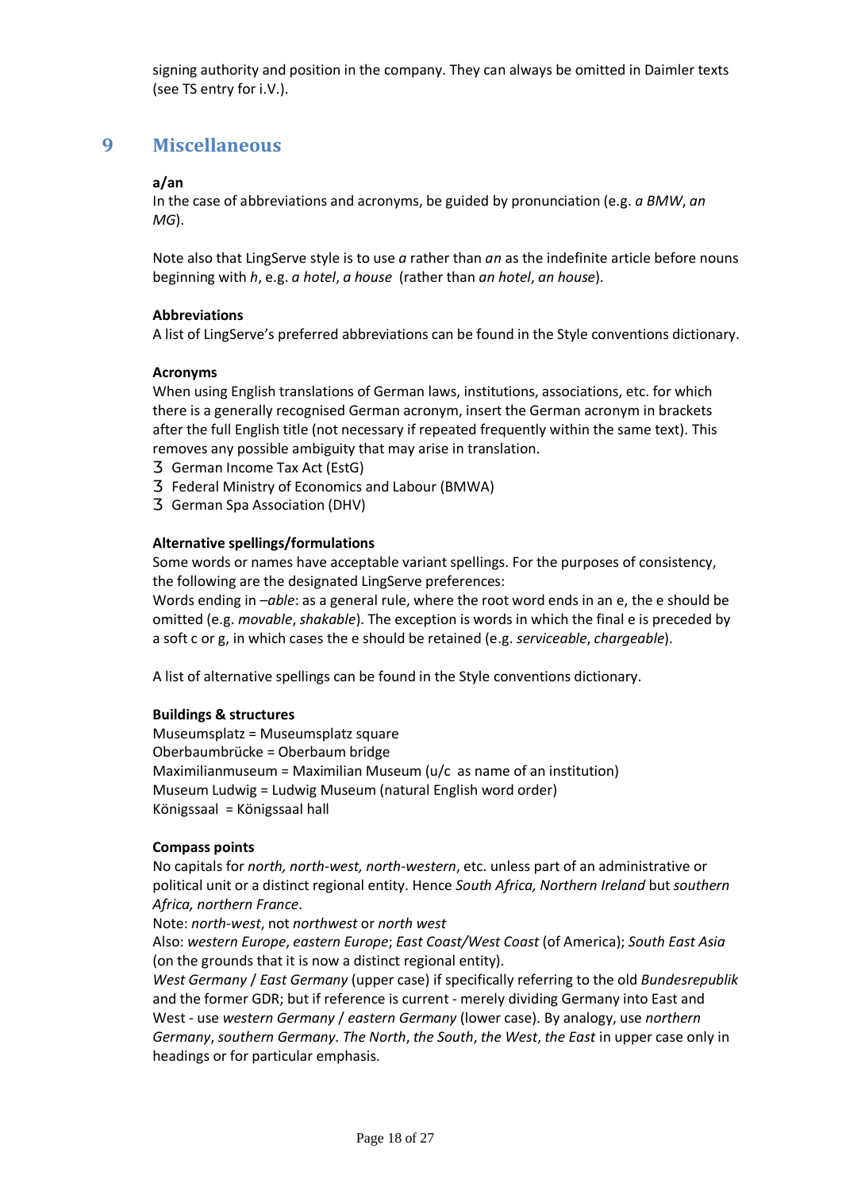signing authority and position in the company. They can always be omitted in Daimler texts (see TS entry for i.V.).

# 9 Miscellaneous

**a/an**

In the case of abbreviations and acronyms, be guided by pronunciation (e.g. *a BMW*, *an MG*).

Note also that LingServe style is to use *a* rather than *an* as the indefinite article before nouns beginning with *h*, e.g. *a hotel*, *a house* (rather than *an hotel*, *an house*).

**Abbreviations**

A list of LingServe's preferred abbreviations can be found in the Style conventions dictionary.

**Acronyms**

When using English translations of German laws, institutions, associations, etc. for which there is a generally recognised German acronym, insert the German acronym in brackets after the full English title (not necessary if repeated frequently within the same text). This removes any possible ambiguity that may arise in translation.

- German Income Tax Act (EstG)
- Federal Ministry of Economics and Labour (BMWA)
- German Spa Association (DHV)

**Alternative spellings/formulations**

Some words or names have acceptable variant spellings. For the purposes of consistency, the following are the designated LingServe preferences:
Words ending in –*able*: as a general rule, where the root word ends in an e, the e should be omitted (e.g. *movable*, *shakable*). The exception is words in which the final e is preceded by a soft c or g, in which cases the e should be retained (e.g. *serviceable*, *chargeable*).

A list of alternative spellings can be found in the Style conventions dictionary.

**Buildings & structures**

Museumsplatz = Museumsplatz square
Oberbaumbrücke = Oberbaum bridge
Maximilianmuseum = Maximilian Museum (u/c as name of an institution)
Museum Ludwig = Ludwig Museum (natural English word order)
Königssaal = Königssaal hall

**Compass points**

No capitals for *north, north-west, north-western*, etc. unless part of an administrative or political unit or a distinct regional entity. Hence *South Africa, Northern Ireland* but *southern Africa, northern France*.
Note: *north-west*, not *northwest* or *north west*
Also: *western Europe*, *eastern Europe*; *East Coast/West Coast* (of America); *South East Asia* (on the grounds that it is now a distinct regional entity).
*West Germany* / *East Germany* (upper case) if specifically referring to the old *Bundesrepublik* and the former GDR; but if reference is current - merely dividing Germany into East and West - use *western Germany* / *eastern Germany* (lower case). By analogy, use *northern Germany*, *southern Germany*. *The North*, *the South*, *the West*, *the East* in upper case only in headings or for particular emphasis.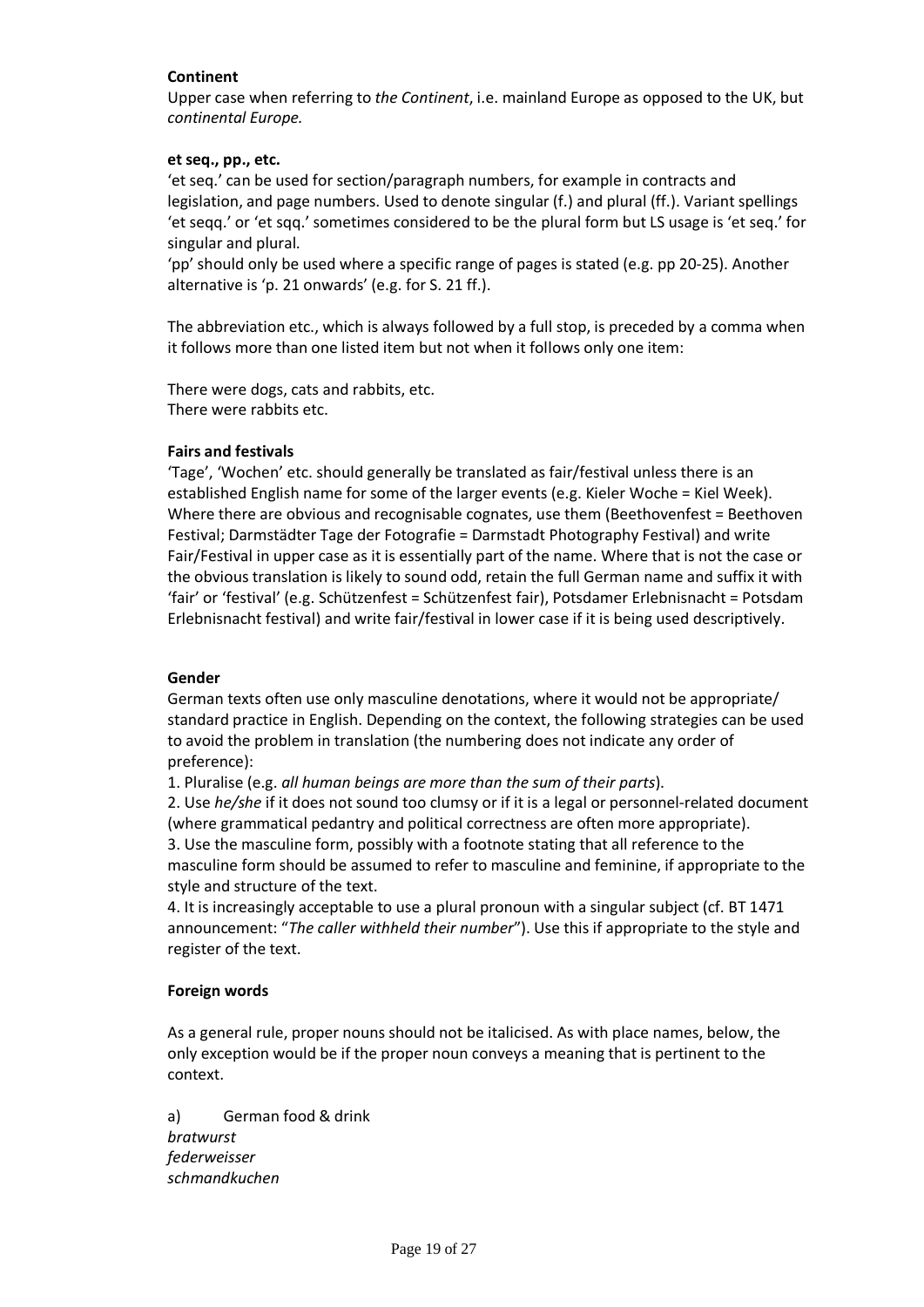**Continent**
Upper case when referring to *the Continent*, i.e. mainland Europe as opposed to the UK, but *continental Europe.*

**et seq., pp., etc.**
'et seq.' can be used for section/paragraph numbers, for example in contracts and legislation, and page numbers. Used to denote singular (f.) and plural (ff.). Variant spellings 'et seqq.' or 'et sqq.' sometimes considered to be the plural form but LS usage is 'et seq.' for singular and plural.
'pp' should only be used where a specific range of pages is stated (e.g. pp 20-25). Another alternative is 'p. 21 onwards' (e.g. for S. 21 ff.).

The abbreviation etc., which is always followed by a full stop, is preceded by a comma when it follows more than one listed item but not when it follows only one item:

There were dogs, cats and rabbits, etc.
There were rabbits etc.

**Fairs and festivals**
'Tage', 'Wochen' etc. should generally be translated as fair/festival unless there is an established English name for some of the larger events (e.g. Kieler Woche = Kiel Week). Where there are obvious and recognisable cognates, use them (Beethovenfest = Beethoven Festival; Darmstädter Tage der Fotografie = Darmstadt Photography Festival) and write Fair/Festival in upper case as it is essentially part of the name. Where that is not the case or the obvious translation is likely to sound odd, retain the full German name and suffix it with 'fair' or 'festival' (e.g. Schützenfest = Schützenfest fair), Potsdamer Erlebnisnacht = Potsdam Erlebnisnacht festival) and write fair/festival in lower case if it is being used descriptively.

**Gender**
German texts often use only masculine denotations, where it would not be appropriate/ standard practice in English. Depending on the context, the following strategies can be used to avoid the problem in translation (the numbering does not indicate any order of preference):
1. Pluralise (e.g. *all human beings are more than the sum of their parts*).
2. Use *he/she* if it does not sound too clumsy or if it is a legal or personnel-related document (where grammatical pedantry and political correctness are often more appropriate).
3. Use the masculine form, possibly with a footnote stating that all reference to the masculine form should be assumed to refer to masculine and feminine, if appropriate to the style and structure of the text.
4. It is increasingly acceptable to use a plural pronoun with a singular subject (cf. BT 1471 announcement: "*The caller withheld their number*"). Use this if appropriate to the style and register of the text.

**Foreign words**

As a general rule, proper nouns should not be italicised. As with place names, below, the only exception would be if the proper noun conveys a meaning that is pertinent to the context.

a) German food & drink
*bratwurst*
*federweisser*
*schmandkuchen*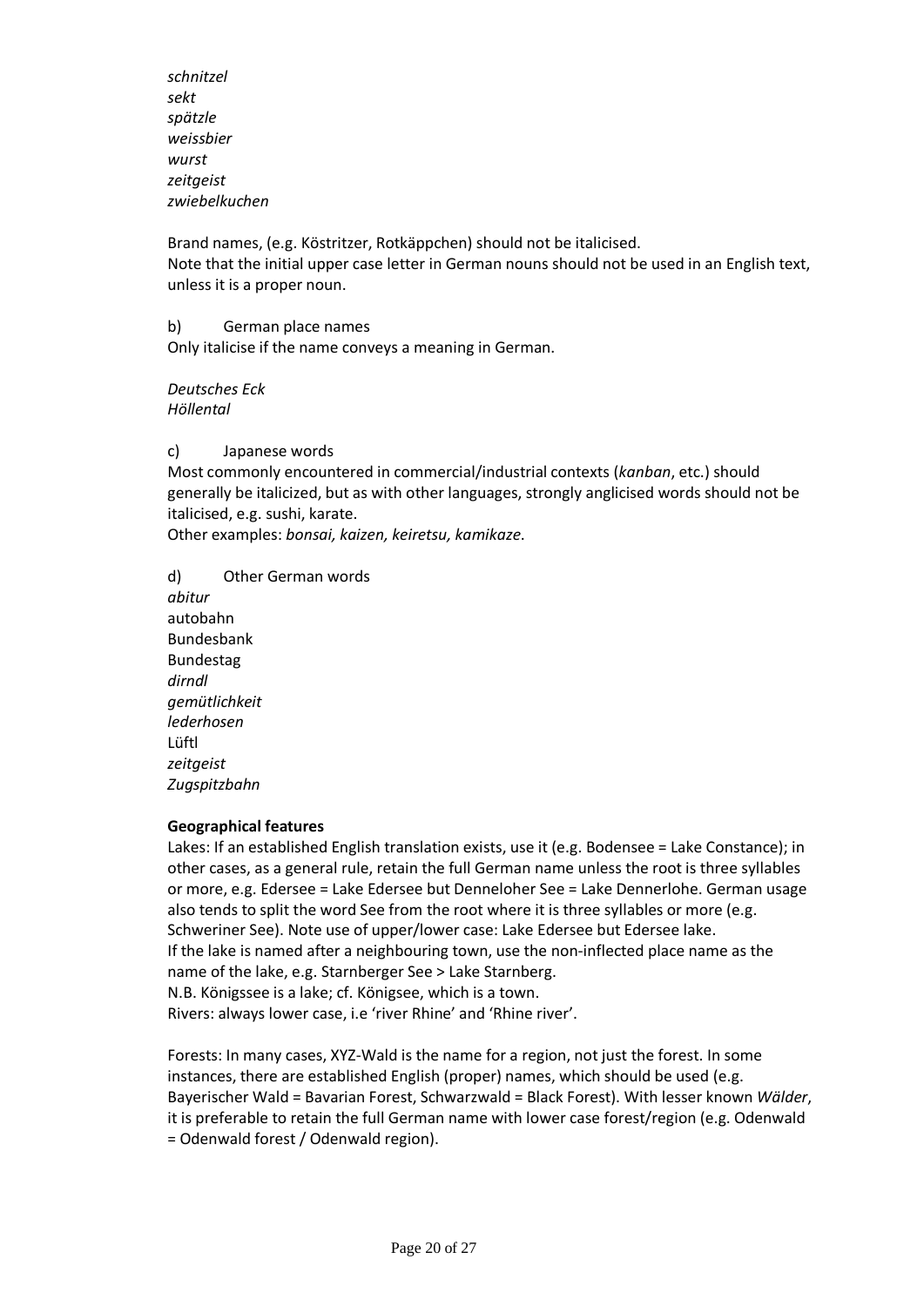*schnitzel*
*sekt*
*spätzle*
*weissbier*
*wurst*
*zeitgeist*
*zwiebelkuchen*

Brand names, (e.g. Köstritzer, Rotkäppchen) should not be italicised.
Note that the initial upper case letter in German nouns should not be used in an English text, unless it is a proper noun.

b) German place names
Only italicise if the name conveys a meaning in German.

*Deutsches Eck*
*Höllental*

c) Japanese words
Most commonly encountered in commercial/industrial contexts (*kanban*, etc.) should generally be italicized, but as with other languages, strongly anglicised words should not be italicised, e.g. sushi, karate.
Other examples: *bonsai, kaizen, keiretsu, kamikaze*.

d) Other German words
*abitur*
autobahn
Bundesbank
Bundestag
*dirndl*
*gemütlichkeit*
*lederhosen*
Lüftl
*zeitgeist*
*Zugspitzbahn*

**Geographical features**
Lakes: If an established English translation exists, use it (e.g. Bodensee = Lake Constance); in other cases, as a general rule, retain the full German name unless the root is three syllables or more, e.g. Edersee = Lake Edersee but Denneloher See = Lake Dennerlohe. German usage also tends to split the word See from the root where it is three syllables or more (e.g. Schweriner See). Note use of upper/lower case: Lake Edersee but Edersee lake.
If the lake is named after a neighbouring town, use the non-inflected place name as the name of the lake, e.g. Starnberger See > Lake Starnberg.
N.B. Königssee is a lake; cf. Königsee, which is a town.
Rivers: always lower case, i.e 'river Rhine' and 'Rhine river'.

Forests: In many cases, XYZ-Wald is the name for a region, not just the forest. In some instances, there are established English (proper) names, which should be used (e.g. Bayerischer Wald = Bavarian Forest, Schwarzwald = Black Forest). With lesser known *Wälder*, it is preferable to retain the full German name with lower case forest/region (e.g. Odenwald = Odenwald forest / Odenwald region).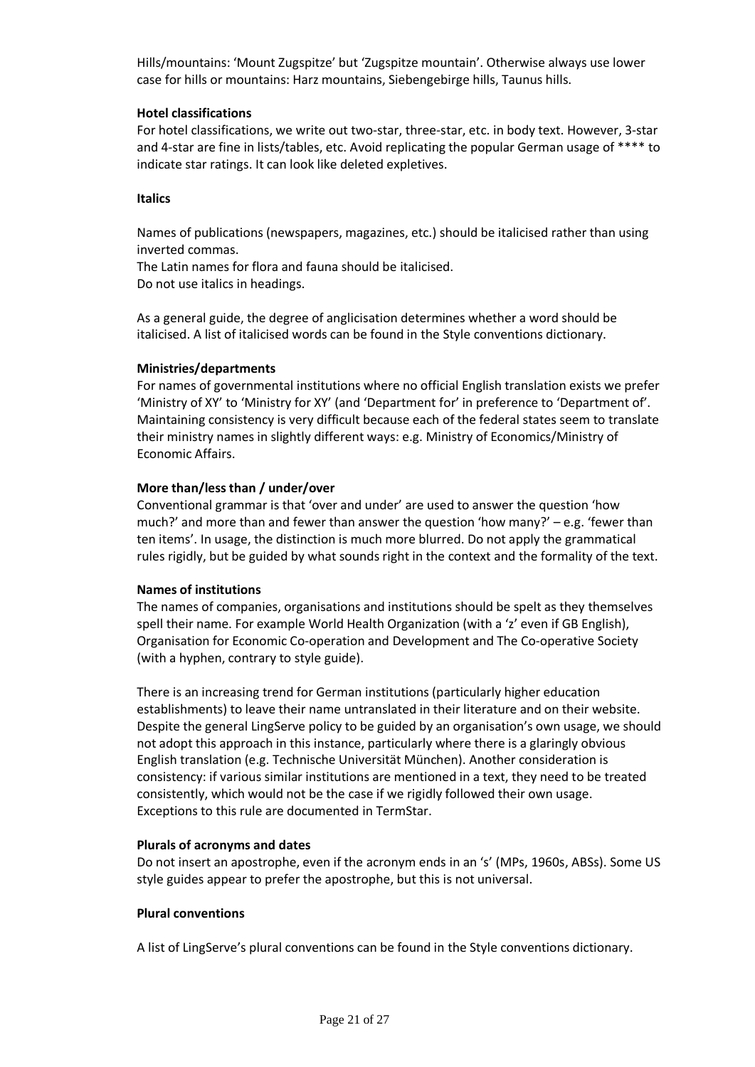Hills/mountains: 'Mount Zugspitze' but 'Zugspitze mountain'. Otherwise always use lower case for hills or mountains: Harz mountains, Siebengebirge hills, Taunus hills.

**Hotel classifications**

For hotel classifications, we write out two-star, three-star, etc. in body text. However, 3-star and 4-star are fine in lists/tables, etc. Avoid replicating the popular German usage of **** to indicate star ratings. It can look like deleted expletives.

**Italics**

Names of publications (newspapers, magazines, etc.) should be italicised rather than using inverted commas.
The Latin names for flora and fauna should be italicised.
Do not use italics in headings.

As a general guide, the degree of anglicisation determines whether a word should be italicised. A list of italicised words can be found in the Style conventions dictionary.

**Ministries/departments**

For names of governmental institutions where no official English translation exists we prefer 'Ministry of XY' to 'Ministry for XY' (and 'Department for' in preference to 'Department of'. Maintaining consistency is very difficult because each of the federal states seem to translate their ministry names in slightly different ways: e.g. Ministry of Economics/Ministry of Economic Affairs.

**More than/less than / under/over**

Conventional grammar is that 'over and under' are used to answer the question 'how much?' and more than and fewer than answer the question 'how many?' – e.g. 'fewer than ten items'. In usage, the distinction is much more blurred. Do not apply the grammatical rules rigidly, but be guided by what sounds right in the context and the formality of the text.

**Names of institutions**

The names of companies, organisations and institutions should be spelt as they themselves spell their name. For example World Health Organization (with a 'z' even if GB English), Organisation for Economic Co-operation and Development and The Co-operative Society (with a hyphen, contrary to style guide).

There is an increasing trend for German institutions (particularly higher education establishments) to leave their name untranslated in their literature and on their website. Despite the general LingServe policy to be guided by an organisation's own usage, we should not adopt this approach in this instance, particularly where there is a glaringly obvious English translation (e.g. Technische Universität München). Another consideration is consistency: if various similar institutions are mentioned in a text, they need to be treated consistently, which would not be the case if we rigidly followed their own usage. Exceptions to this rule are documented in TermStar.

**Plurals of acronyms and dates**

Do not insert an apostrophe, even if the acronym ends in an 's' (MPs, 1960s, ABSs). Some US style guides appear to prefer the apostrophe, but this is not universal.

**Plural conventions**

A list of LingServe's plural conventions can be found in the Style conventions dictionary.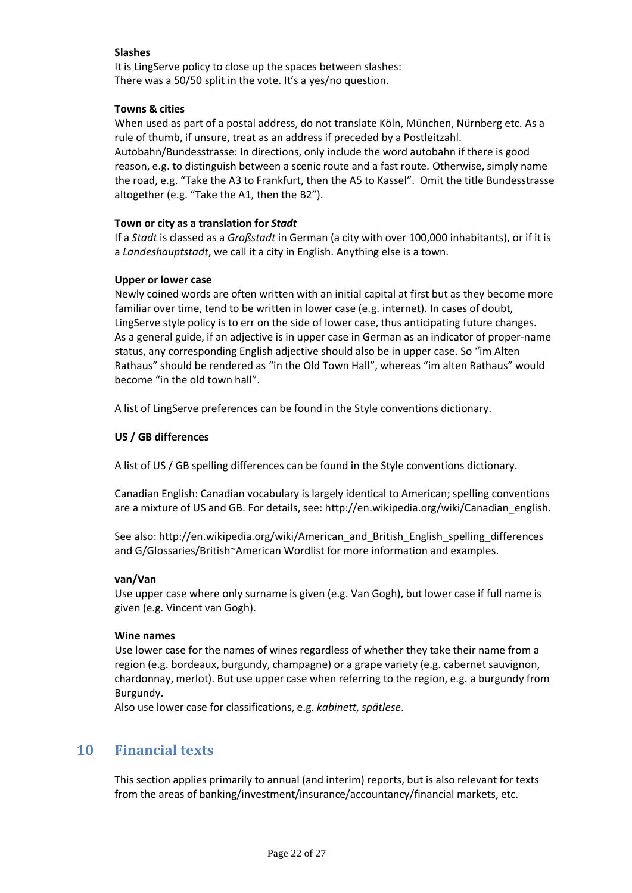**Slashes**
It is LingServe policy to close up the spaces between slashes:
There was a 50/50 split in the vote. It's a yes/no question.

**Towns & cities**
When used as part of a postal address, do not translate Köln, München, Nürnberg etc. As a rule of thumb, if unsure, treat as an address if preceded by a Postleitzahl.
Autobahn/Bundesstrasse: In directions, only include the word autobahn if there is good reason, e.g. to distinguish between a scenic route and a fast route. Otherwise, simply name the road, e.g. "Take the A3 to Frankfurt, then the A5 to Kassel". Omit the title Bundesstrasse altogether (e.g. "Take the A1, then the B2").

**Town or city as a translation for *Stadt***
If a *Stadt* is classed as a *Großstadt* in German (a city with over 100,000 inhabitants), or if it is a *Landeshauptstadt*, we call it a city in English. Anything else is a town.

**Upper or lower case**
Newly coined words are often written with an initial capital at first but as they become more familiar over time, tend to be written in lower case (e.g. internet). In cases of doubt, LingServe style policy is to err on the side of lower case, thus anticipating future changes.
As a general guide, if an adjective is in upper case in German as an indicator of proper-name status, any corresponding English adjective should also be in upper case. So "im Alten Rathaus" should be rendered as "in the Old Town Hall", whereas "im alten Rathaus" would become "in the old town hall".

A list of LingServe preferences can be found in the Style conventions dictionary.

**US / GB differences**

A list of US / GB spelling differences can be found in the Style conventions dictionary.

Canadian English: Canadian vocabulary is largely identical to American; spelling conventions are a mixture of US and GB. For details, see: http://en.wikipedia.org/wiki/Canadian_english.

See also: http://en.wikipedia.org/wiki/American_and_British_English_spelling_differences and G/Glossaries/British~American Wordlist for more information and examples.

**van/Van**
Use upper case where only surname is given (e.g. Van Gogh), but lower case if full name is given (e.g. Vincent van Gogh).

**Wine names**
Use lower case for the names of wines regardless of whether they take their name from a region (e.g. bordeaux, burgundy, champagne) or a grape variety (e.g. cabernet sauvignon, chardonnay, merlot). But use upper case when referring to the region, e.g. a burgundy from Burgundy.
Also use lower case for classifications, e.g. *kabinett*, *spätlese*.

# 10 Financial texts

This section applies primarily to annual (and interim) reports, but is also relevant for texts from the areas of banking/investment/insurance/accountancy/financial markets, etc.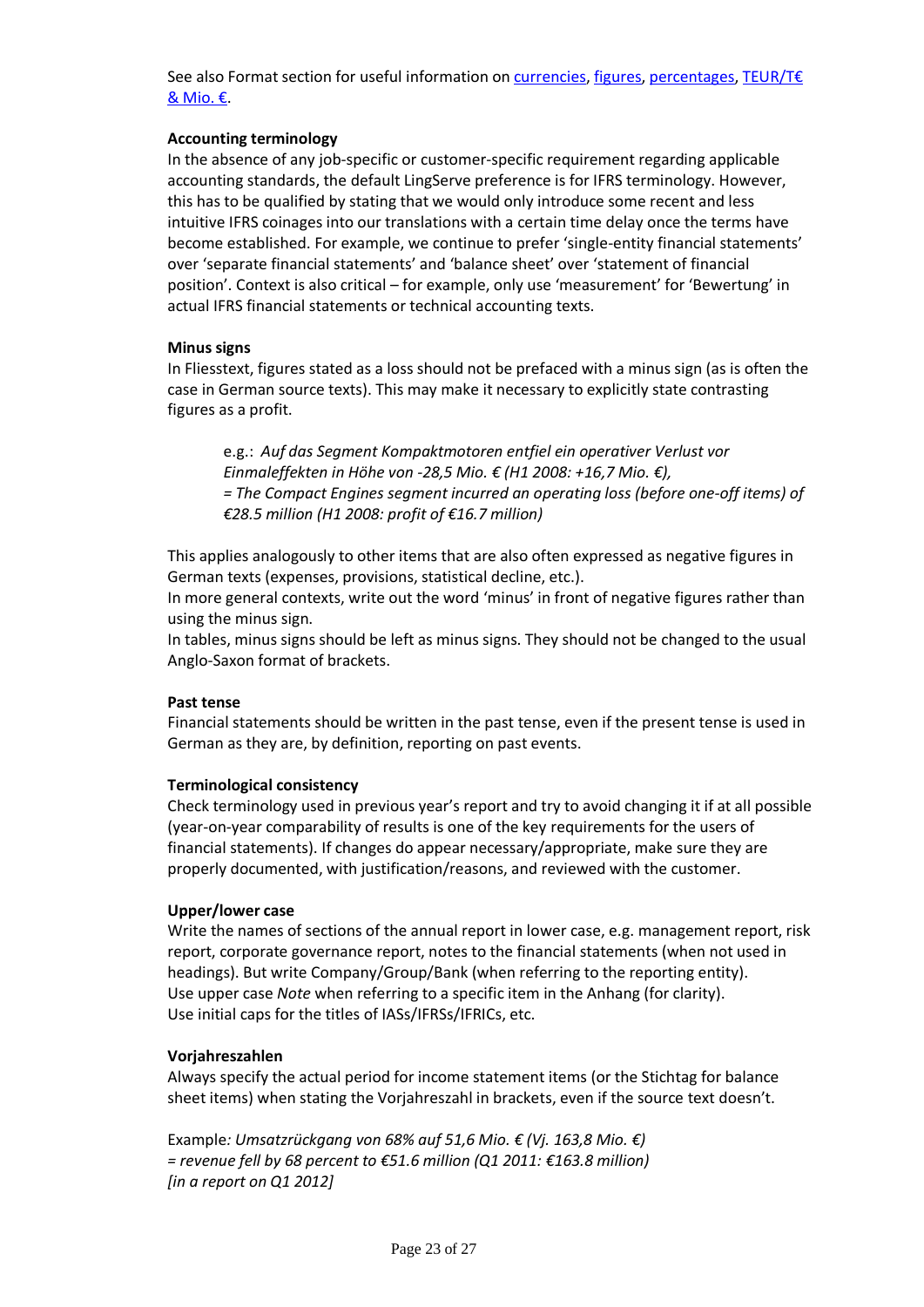See also Format section for useful information on currencies, figures, percentages, TEUR/T€ & Mio. €.

**Accounting terminology**

In the absence of any job-specific or customer-specific requirement regarding applicable accounting standards, the default LingServe preference is for IFRS terminology. However, this has to be qualified by stating that we would only introduce some recent and less intuitive IFRS coinages into our translations with a certain time delay once the terms have become established. For example, we continue to prefer 'single-entity financial statements' over 'separate financial statements' and 'balance sheet' over 'statement of financial position'. Context is also critical – for example, only use 'measurement' for 'Bewertung' in actual IFRS financial statements or technical accounting texts.

**Minus signs**

In Fliesstext, figures stated as a loss should not be prefaced with a minus sign (as is often the case in German source texts). This may make it necessary to explicitly state contrasting figures as a profit.

> e.g.: *Auf das Segment Kompaktmotoren entfiel ein operativer Verlust vor Einmaleffekten in Höhe von -28,5 Mio. € (H1 2008: +16,7 Mio. €),*
> *= The Compact Engines segment incurred an operating loss (before one-off items) of €28.5 million (H1 2008: profit of €16.7 million)*

This applies analogously to other items that are also often expressed as negative figures in German texts (expenses, provisions, statistical decline, etc.).
In more general contexts, write out the word 'minus' in front of negative figures rather than using the minus sign.
In tables, minus signs should be left as minus signs. They should not be changed to the usual Anglo-Saxon format of brackets.

**Past tense**

Financial statements should be written in the past tense, even if the present tense is used in German as they are, by definition, reporting on past events.

**Terminological consistency**

Check terminology used in previous year's report and try to avoid changing it if at all possible (year-on-year comparability of results is one of the key requirements for the users of financial statements). If changes do appear necessary/appropriate, make sure they are properly documented, with justification/reasons, and reviewed with the customer.

**Upper/lower case**

Write the names of sections of the annual report in lower case, e.g. management report, risk report, corporate governance report, notes to the financial statements (when not used in headings). But write Company/Group/Bank (when referring to the reporting entity).
Use upper case *Note* when referring to a specific item in the Anhang (for clarity).
Use initial caps for the titles of IASs/IFRSs/IFRICs, etc.

**Vorjahreszahlen**

Always specify the actual period for income statement items (or the Stichtag for balance sheet items) when stating the Vorjahreszahl in brackets, even if the source text doesn't.

Example*: Umsatzrückgang von 68% auf 51,6 Mio. € (Vj. 163,8 Mio. €)*
*= revenue fell by 68 percent to €51.6 million (Q1 2011: €163.8 million)*
*[in a report on Q1 2012]*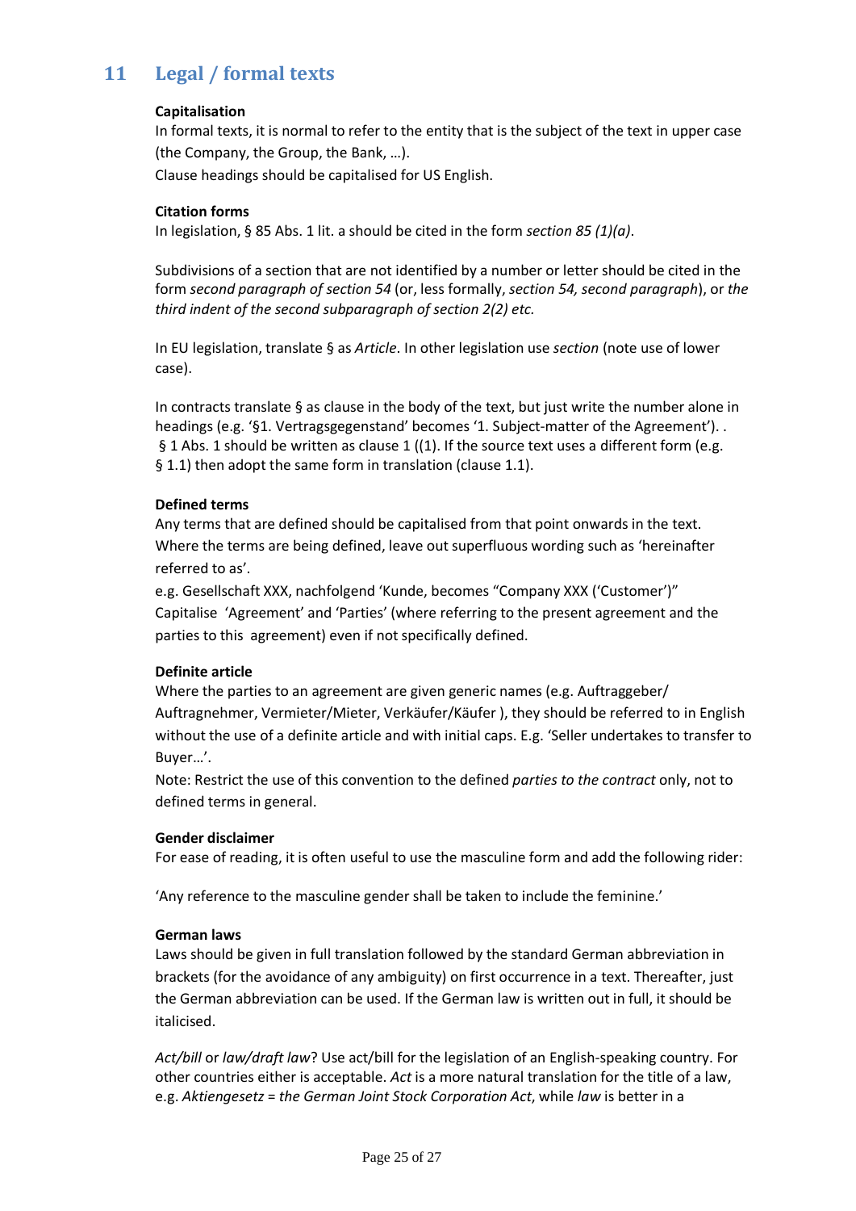# 11 Legal / formal texts

**Capitalisation**

In formal texts, it is normal to refer to the entity that is the subject of the text in upper case (the Company, the Group, the Bank, …).

Clause headings should be capitalised for US English.

**Citation forms**

In legislation, § 85 Abs. 1 lit. a should be cited in the form *section 85 (1)(a)*.

Subdivisions of a section that are not identified by a number or letter should be cited in the form *second paragraph of section 54* (or, less formally, *section 54, second paragraph*), or *the third indent of the second subparagraph of section 2(2) etc.*

In EU legislation, translate § as *Article*. In other legislation use *section* (note use of lower case).

In contracts translate § as clause in the body of the text, but just write the number alone in headings (e.g. '§1. Vertragsgegenstand' becomes '1. Subject-matter of the Agreement'). . § 1 Abs. 1 should be written as clause 1 ((1). If the source text uses a different form (e.g. § 1.1) then adopt the same form in translation (clause 1.1).

**Defined terms**

Any terms that are defined should be capitalised from that point onwards in the text. Where the terms are being defined, leave out superfluous wording such as 'hereinafter referred to as'.

e.g. Gesellschaft XXX, nachfolgend 'Kunde, becomes "Company XXX ('Customer')"

Capitalise 'Agreement' and 'Parties' (where referring to the present agreement and the parties to this agreement) even if not specifically defined.

**Definite article**

Where the parties to an agreement are given generic names (e.g. Auftraggeber/ Auftragnehmer, Vermieter/Mieter, Verkäufer/Käufer ), they should be referred to in English without the use of a definite article and with initial caps. E.g. 'Seller undertakes to transfer to Buyer…'.

Note: Restrict the use of this convention to the defined *parties to the contract* only, not to defined terms in general.

**Gender disclaimer**

For ease of reading, it is often useful to use the masculine form and add the following rider:

'Any reference to the masculine gender shall be taken to include the feminine.'

**German laws**

Laws should be given in full translation followed by the standard German abbreviation in brackets (for the avoidance of any ambiguity) on first occurrence in a text. Thereafter, just the German abbreviation can be used. If the German law is written out in full, it should be italicised.

*Act/bill* or *law/draft law*? Use act/bill for the legislation of an English-speaking country. For other countries either is acceptable. *Act* is a more natural translation for the title of a law, e.g. *Aktiengesetz = the German Joint Stock Corporation Act*, while *law* is better in a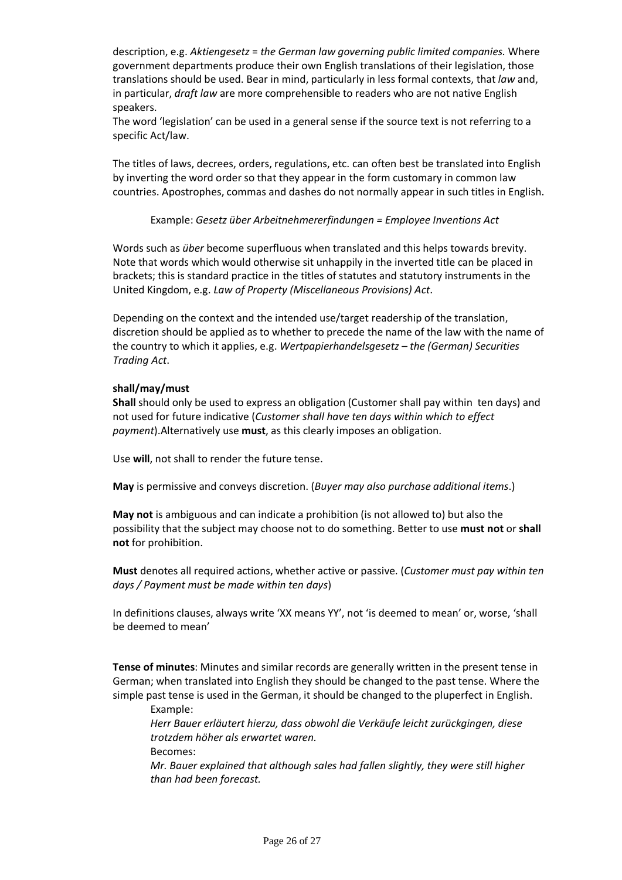description, e.g. *Aktiengesetz* = *the German law governing public limited companies.* Where government departments produce their own English translations of their legislation, those translations should be used. Bear in mind, particularly in less formal contexts, that *law* and, in particular, *draft law* are more comprehensible to readers who are not native English speakers.
The word 'legislation' can be used in a general sense if the source text is not referring to a specific Act/law.

The titles of laws, decrees, orders, regulations, etc. can often best be translated into English by inverting the word order so that they appear in the form customary in common law countries. Apostrophes, commas and dashes do not normally appear in such titles in English.

Example: *Gesetz über Arbeitnehmererfindungen = Employee Inventions Act*

Words such as *über* become superfluous when translated and this helps towards brevity. Note that words which would otherwise sit unhappily in the inverted title can be placed in brackets; this is standard practice in the titles of statutes and statutory instruments in the United Kingdom, e.g. *Law of Property (Miscellaneous Provisions) Act*.

Depending on the context and the intended use/target readership of the translation, discretion should be applied as to whether to precede the name of the law with the name of the country to which it applies, e.g. *Wertpapierhandelsgesetz – the (German) Securities Trading Act*.

**shall/may/must**
**Shall** should only be used to express an obligation (Customer shall pay within ten days) and not used for future indicative (*Customer shall have ten days within which to effect payment*).Alternatively use **must**, as this clearly imposes an obligation.

Use **will**, not shall to render the future tense.

**May** is permissive and conveys discretion. (*Buyer may also purchase additional items*.)

**May not** is ambiguous and can indicate a prohibition (is not allowed to) but also the possibility that the subject may choose not to do something. Better to use **must not** or **shall not** for prohibition.

**Must** denotes all required actions, whether active or passive. (*Customer must pay within ten days / Payment must be made within ten days*)

In definitions clauses, always write 'XX means YY', not 'is deemed to mean' or, worse, 'shall be deemed to mean'

**Tense of minutes**: Minutes and similar records are generally written in the present tense in German; when translated into English they should be changed to the past tense. Where the simple past tense is used in the German, it should be changed to the pluperfect in English.

Example:

*Herr Bauer erläutert hierzu, dass obwohl die Verkäufe leicht zurückgingen, diese trotzdem höher als erwartet waren.*

Becomes:

*Mr. Bauer explained that although sales had fallen slightly, they were still higher than had been forecast.*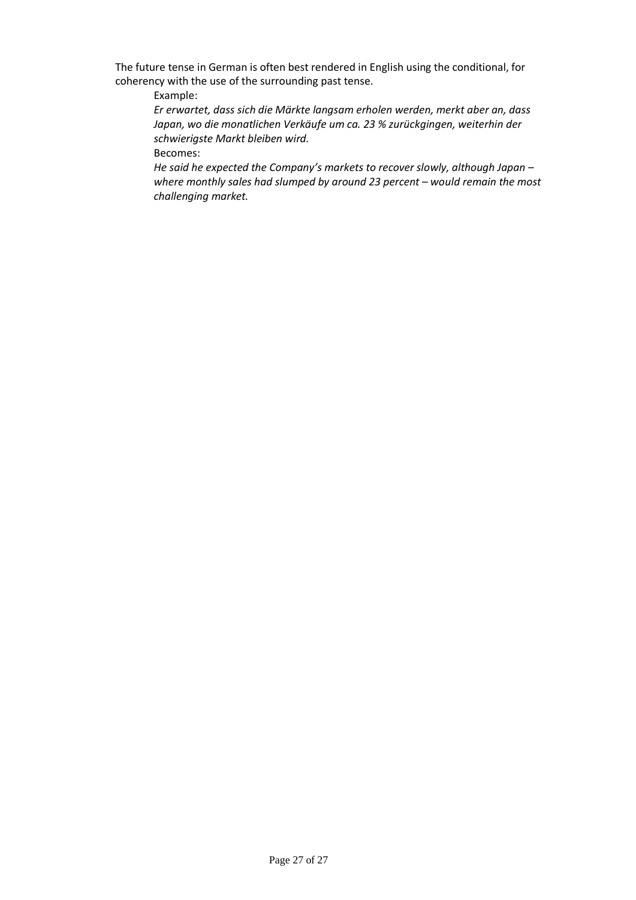The future tense in German is often best rendered in English using the conditional, for coherency with the use of the surrounding past tense.

Example:

*Er erwartet, dass sich die Märkte langsam erholen werden, merkt aber an, dass Japan, wo die monatlichen Verkäufe um ca. 23 % zurückgingen, weiterhin der schwierigste Markt bleiben wird.*

Becomes:

*He said he expected the Company's markets to recover slowly, although Japan – where monthly sales had slumped by around 23 percent – would remain the most challenging market.*